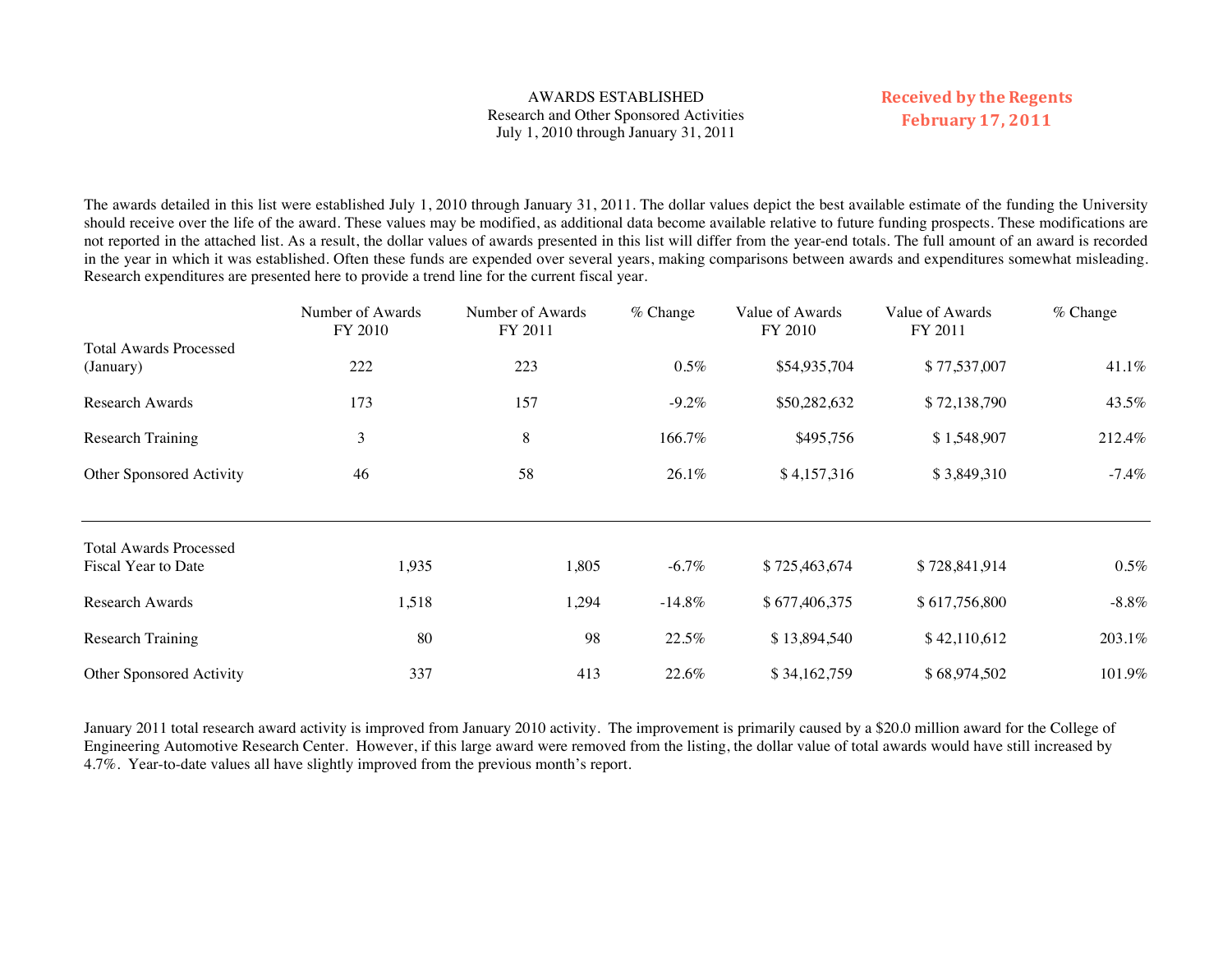# AWARDS ESTABLISHED

Research and Other Sponsored Activities

July 1, 2010 through January 31, 2011

**Received by the Regents February 17, 2011**

The awards detailed in this list were established July 1, 2010 through January 31, 2011. The dollar values depict the best available estimate of the funding the University should receive over the life of the award. These values may be modified, as additional data become available relative to future funding prospects. These modifications are not reported in the attached list. As a result, the dollar values of awards presented in this list will differ from the year-end totals. The full amount of an award is recorded in the year in which it was established. Often these funds are expended over several years, making comparisons between awards and expenditures somewhat misleading. Research expenditures are presented here to provide a trend line for the current fiscal year.

| | Number of Awards FY 2010 | Number of Awards FY 2011 | % Change | Value of Awards FY 2010 | Value of Awards FY 2011 | % Change |
|---|---|---|---|---|---|---|
| Total Awards Processed (January) | 222 | 223 | 0.5% | $54,935,704 | $ 77,537,007 | 41.1% |
| Research Awards | 173 | 157 | -9.2% | $50,282,632 | $ 72,138,790 | 43.5% |
| Research Training | 3 | 8 | 166.7% | $495,756 | $ 1,548,907 | 212.4% |
| Other Sponsored Activity | 46 | 58 | 26.1% | $ 4,157,316 | $ 3,849,310 | -7.4% |
| Total Awards Processed Fiscal Year to Date | 1,935 | 1,805 | -6.7% | $ 725,463,674 | $ 728,841,914 | 0.5% |
| Research Awards | 1,518 | 1,294 | -14.8% | $ 677,406,375 | $ 617,756,800 | -8.8% |
| Research Training | 80 | 98 | 22.5% | $ 13,894,540 | $ 42,110,612 | 203.1% |
| Other Sponsored Activity | 337 | 413 | 22.6% | $ 34,162,759 | $ 68,974,502 | 101.9% |

January 2011 total research award activity is improved from January 2010 activity. The improvement is primarily caused by a $20.0 million award for the College of Engineering Automotive Research Center. However, if this large award were removed from the listing, the dollar value of total awards would have still increased by 4.7%. Year-to-date values all have slightly improved from the previous month's report.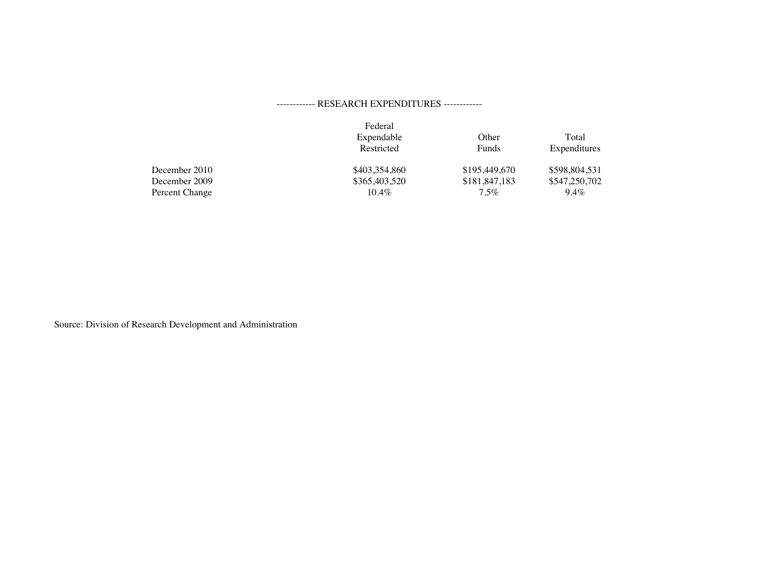------------ RESEARCH EXPENDITURES ------------

| | Federal Expendable Restricted | Other Funds | Total Expenditures |
|---|---|---|---|
| December 2010 | $403,354,860 | $195,449,670 | $598,804,531 |
| December 2009 | $365,403,520 | $181,847,183 | $547,250,702 |
| Percent Change | 10.4% | 7.5% | 9.4% |

Source: Division of Research Development and Administration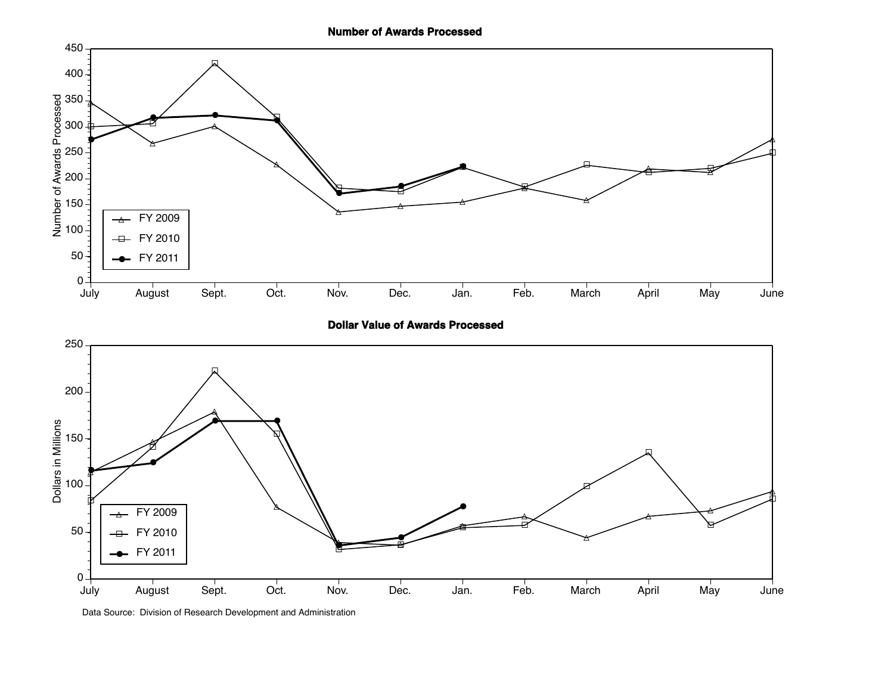**Number of Awards Processed**

**Dollar Value of Awards Processed**

Data Source: Division of Research Development and Administration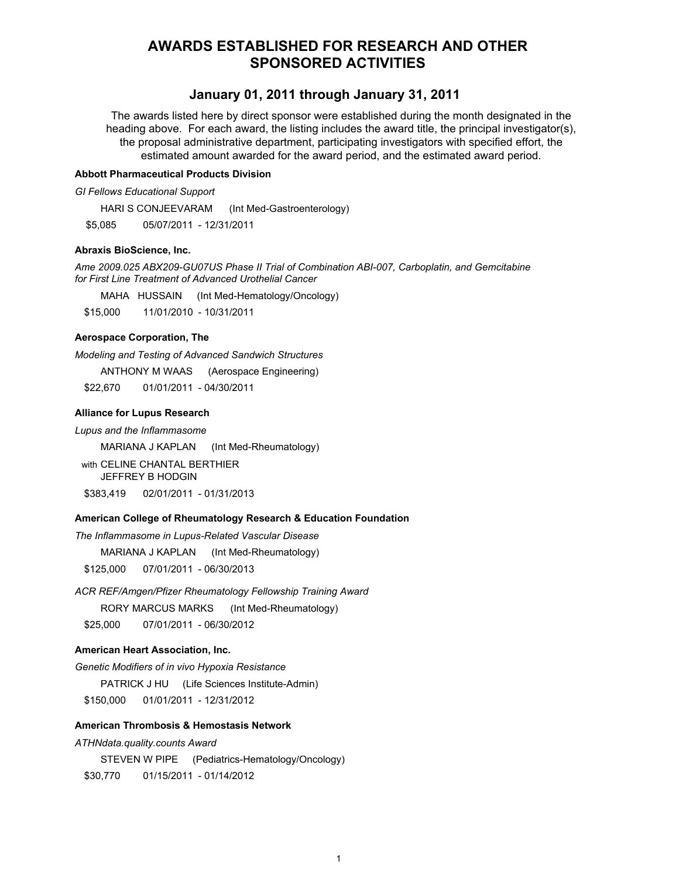# AWARDS ESTABLISHED FOR RESEARCH AND OTHER SPONSORED ACTIVITIES

## January 01, 2011 through January 31, 2011

The awards listed here by direct sponsor were established during the month designated in the heading above. For each award, the listing includes the award title, the principal investigator(s), the proposal administrative department, participating investigators with specified effort, the estimated amount awarded for the award period, and the estimated award period.

**Abbott Pharmaceutical Products Division**

*GI Fellows Educational Support*

HARI S CONJEEVARAM (Int Med-Gastroenterology)

$5,085 05/07/2011 - 12/31/2011

**Abraxis BioScience, Inc.**

*Ame 2009.025 ABX209-GU07US Phase II Trial of Combination ABI-007, Carboplatin, and Gemcitabine for First Line Treatment of Advanced Urothelial Cancer*

MAHA HUSSAIN (Int Med-Hematology/Oncology)

$15,000 11/01/2010 - 10/31/2011

**Aerospace Corporation, The**

*Modeling and Testing of Advanced Sandwich Structures*

ANTHONY M WAAS (Aerospace Engineering)

$22,670 01/01/2011 - 04/30/2011

**Alliance for Lupus Research**

*Lupus and the Inflammasome*

MARIANA J KAPLAN (Int Med-Rheumatology)

with CELINE CHANTAL BERTHIER
JEFFREY B HODGIN

$383,419 02/01/2011 - 01/31/2013

**American College of Rheumatology Research & Education Foundation**

*The Inflammasome in Lupus-Related Vascular Disease*

MARIANA J KAPLAN (Int Med-Rheumatology)

$125,000 07/01/2011 - 06/30/2013

*ACR REF/Amgen/Pfizer Rheumatology Fellowship Training Award*

RORY MARCUS MARKS (Int Med-Rheumatology)

$25,000 07/01/2011 - 06/30/2012

**American Heart Association, Inc.**

*Genetic Modifiers of in vivo Hypoxia Resistance*

PATRICK J HU (Life Sciences Institute-Admin)

$150,000 01/01/2011 - 12/31/2012

**American Thrombosis & Hemostasis Network**

*ATHNdata.quality.counts Award*

STEVEN W PIPE (Pediatrics-Hematology/Oncology)

$30,770 01/15/2011 - 01/14/2012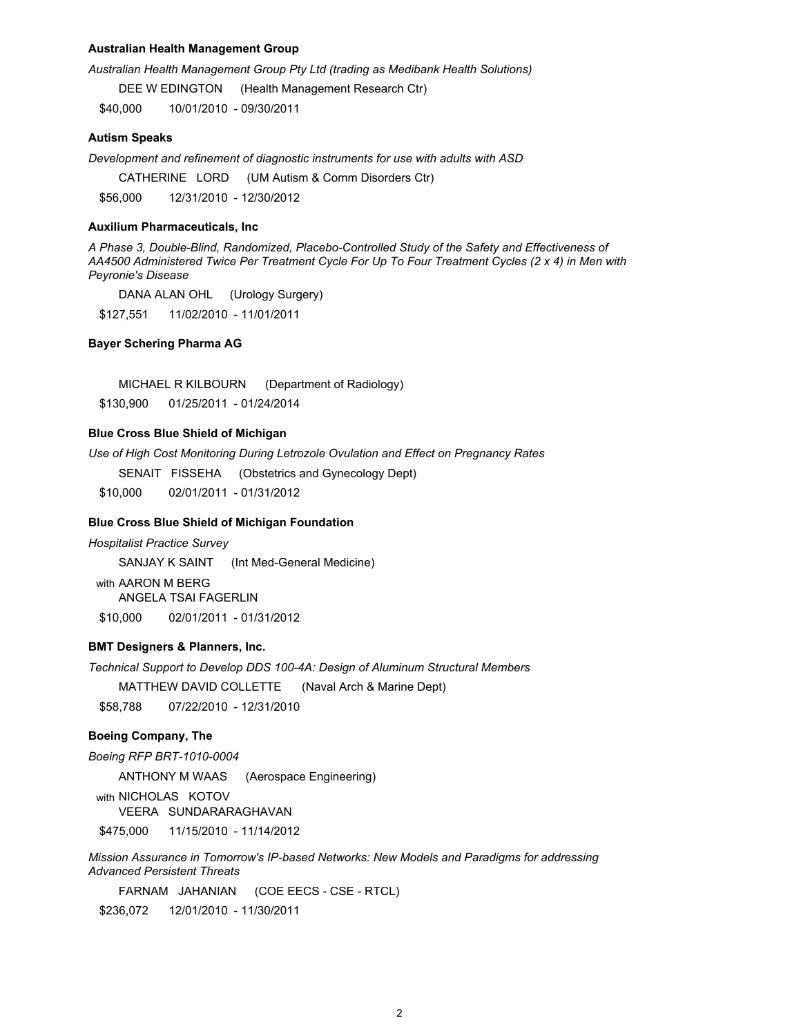**Australian Health Management Group**

*Australian Health Management Group Pty Ltd (trading as Medibank Health Solutions)*

DEE W EDINGTON (Health Management Research Ctr)

$40,000 10/01/2010 - 09/30/2011

**Autism Speaks**

*Development and refinement of diagnostic instruments for use with adults with ASD*

CATHERINE LORD (UM Autism & Comm Disorders Ctr)

$56,000 12/31/2010 - 12/30/2012

**Auxilium Pharmaceuticals, Inc**

*A Phase 3, Double-Blind, Randomized, Placebo-Controlled Study of the Safety and Effectiveness of AA4500 Administered Twice Per Treatment Cycle For Up To Four Treatment Cycles (2 x 4) in Men with Peyronie's Disease*

DANA ALAN OHL (Urology Surgery)

$127,551 11/02/2010 - 11/01/2011

**Bayer Schering Pharma AG**

MICHAEL R KILBOURN (Department of Radiology)

$130,900 01/25/2011 - 01/24/2014

**Blue Cross Blue Shield of Michigan**

*Use of High Cost Monitoring During Letrozole Ovulation and Effect on Pregnancy Rates*

SENAIT FISSEHA (Obstetrics and Gynecology Dept)

$10,000 02/01/2011 - 01/31/2012

**Blue Cross Blue Shield of Michigan Foundation**

*Hospitalist Practice Survey*

SANJAY K SAINT (Int Med-General Medicine)

with AARON M BERG
ANGELA TSAI FAGERLIN

$10,000 02/01/2011 - 01/31/2012

**BMT Designers & Planners, Inc.**

*Technical Support to Develop DDS 100-4A: Design of Aluminum Structural Members*

MATTHEW DAVID COLLETTE (Naval Arch & Marine Dept)

$58,788 07/22/2010 - 12/31/2010

**Boeing Company, The**

*Boeing RFP BRT-1010-0004*

ANTHONY M WAAS (Aerospace Engineering)

with NICHOLAS KOTOV
VEERA SUNDARARAGHAVAN

$475,000 11/15/2010 - 11/14/2012

*Mission Assurance in Tomorrow's IP-based Networks: New Models and Paradigms for addressing Advanced Persistent Threats*

FARNAM JAHANIAN (COE EECS - CSE - RTCL)

$236,072 12/01/2010 - 11/30/2011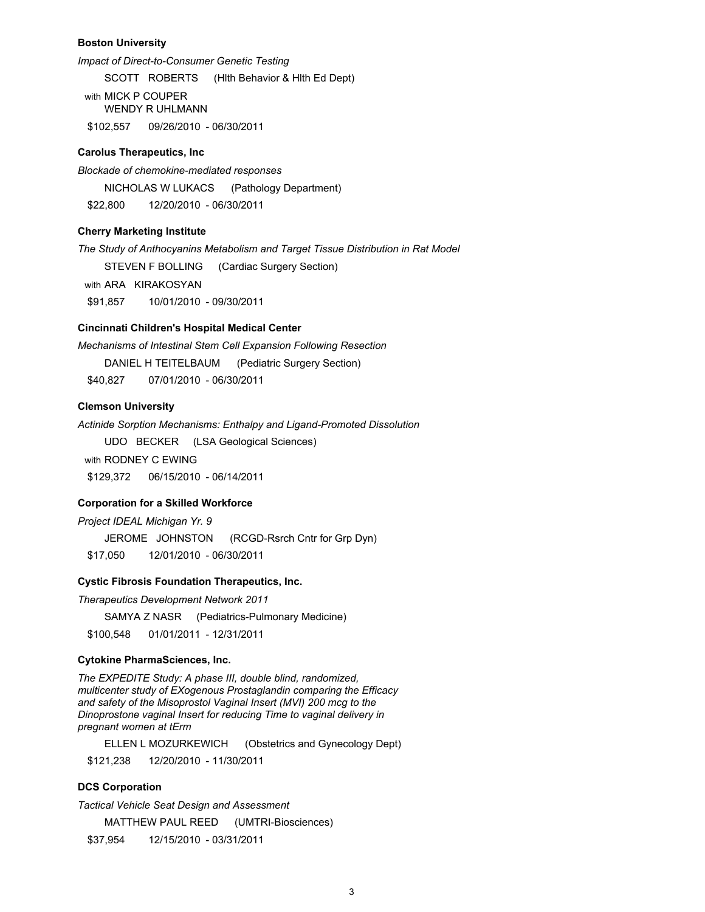**Boston University**

*Impact of Direct-to-Consumer Genetic Testing*

SCOTT ROBERTS (Hlth Behavior & Hlth Ed Dept)

with MICK P COUPER
WENDY R UHLMANN

$102,557 09/26/2010 - 06/30/2011

**Carolus Therapeutics, Inc**

*Blockade of chemokine-mediated responses*

NICHOLAS W LUKACS (Pathology Department)

$22,800 12/20/2010 - 06/30/2011

**Cherry Marketing Institute**

*The Study of Anthocyanins Metabolism and Target Tissue Distribution in Rat Model*

STEVEN F BOLLING (Cardiac Surgery Section)

with ARA KIRAKOSYAN

$91,857 10/01/2010 - 09/30/2011

**Cincinnati Children's Hospital Medical Center**

*Mechanisms of Intestinal Stem Cell Expansion Following Resection*

DANIEL H TEITELBAUM (Pediatric Surgery Section)

$40,827 07/01/2010 - 06/30/2011

**Clemson University**

*Actinide Sorption Mechanisms: Enthalpy and Ligand-Promoted Dissolution*

UDO BECKER (LSA Geological Sciences)

with RODNEY C EWING

$129,372 06/15/2010 - 06/14/2011

**Corporation for a Skilled Workforce**

*Project IDEAL Michigan Yr. 9*

JEROME JOHNSTON (RCGD-Rsrch Cntr for Grp Dyn)

$17,050 12/01/2010 - 06/30/2011

**Cystic Fibrosis Foundation Therapeutics, Inc.**

*Therapeutics Development Network 2011*

SAMYA Z NASR (Pediatrics-Pulmonary Medicine)

$100,548 01/01/2011 - 12/31/2011

**Cytokine PharmaSciences, Inc.**

*The EXPEDITE Study: A phase III, double blind, randomized, multicenter study of EXogenous Prostaglandin comparing the Efficacy and safety of the Misoprostol Vaginal Insert (MVI) 200 mcg to the Dinoprostone vaginal Insert for reducing Time to vaginal delivery in pregnant women at tErm*

ELLEN L MOZURKEWICH (Obstetrics and Gynecology Dept)

$121,238 12/20/2010 - 11/30/2011

**DCS Corporation**

*Tactical Vehicle Seat Design and Assessment*

MATTHEW PAUL REED (UMTRI-Biosciences)

$37,954 12/15/2010 - 03/31/2011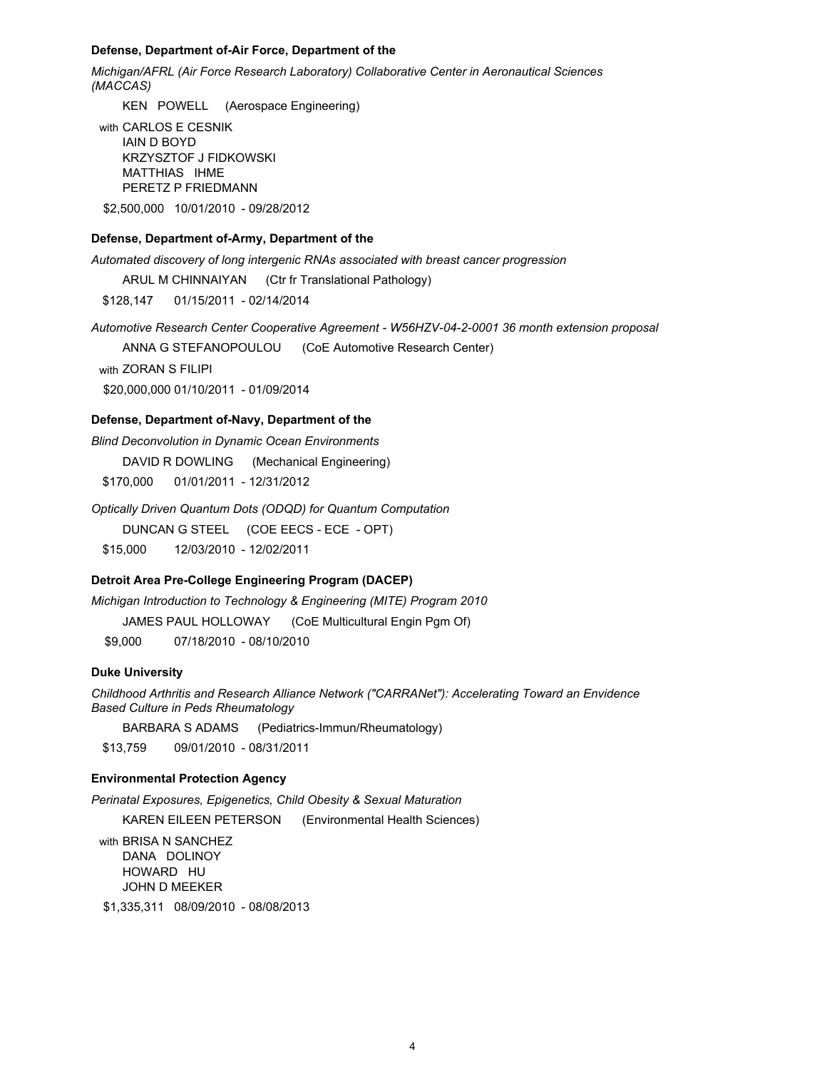**Defense, Department of-Air Force, Department of the**

*Michigan/AFRL (Air Force Research Laboratory) Collaborative Center in Aeronautical Sciences (MACCAS)*

KEN POWELL (Aerospace Engineering)

with CARLOS E CESNIK
IAIN D BOYD
KRZYSZTOF J FIDKOWSKI
MATTHIAS IHME
PERETZ P FRIEDMANN

$2,500,000 10/01/2010 - 09/28/2012

**Defense, Department of-Army, Department of the**

*Automated discovery of long intergenic RNAs associated with breast cancer progression*

ARUL M CHINNAIYAN (Ctr fr Translational Pathology)

$128,147 01/15/2011 - 02/14/2014

*Automotive Research Center Cooperative Agreement - W56HZV-04-2-0001 36 month extension proposal*

ANNA G STEFANOPOULOU (CoE Automotive Research Center)

with ZORAN S FILIPI

$20,000,000 01/10/2011 - 01/09/2014

**Defense, Department of-Navy, Department of the**

*Blind Deconvolution in Dynamic Ocean Environments*

DAVID R DOWLING (Mechanical Engineering)

$170,000 01/01/2011 - 12/31/2012

*Optically Driven Quantum Dots (ODQD) for Quantum Computation*

DUNCAN G STEEL (COE EECS - ECE - OPT)

$15,000 12/03/2010 - 12/02/2011

**Detroit Area Pre-College Engineering Program (DACEP)**

*Michigan Introduction to Technology & Engineering (MITE) Program 2010*

JAMES PAUL HOLLOWAY (CoE Multicultural Engin Pgm Of)

$9,000 07/18/2010 - 08/10/2010

**Duke University**

*Childhood Arthritis and Research Alliance Network ("CARRANet"): Accelerating Toward an Envidence Based Culture in Peds Rheumatology*

BARBARA S ADAMS (Pediatrics-Immun/Rheumatology)

$13,759 09/01/2010 - 08/31/2011

**Environmental Protection Agency**

*Perinatal Exposures, Epigenetics, Child Obesity & Sexual Maturation*

KAREN EILEEN PETERSON (Environmental Health Sciences)

with BRISA N SANCHEZ
DANA DOLINOY
HOWARD HU
JOHN D MEEKER

$1,335,311 08/09/2010 - 08/08/2013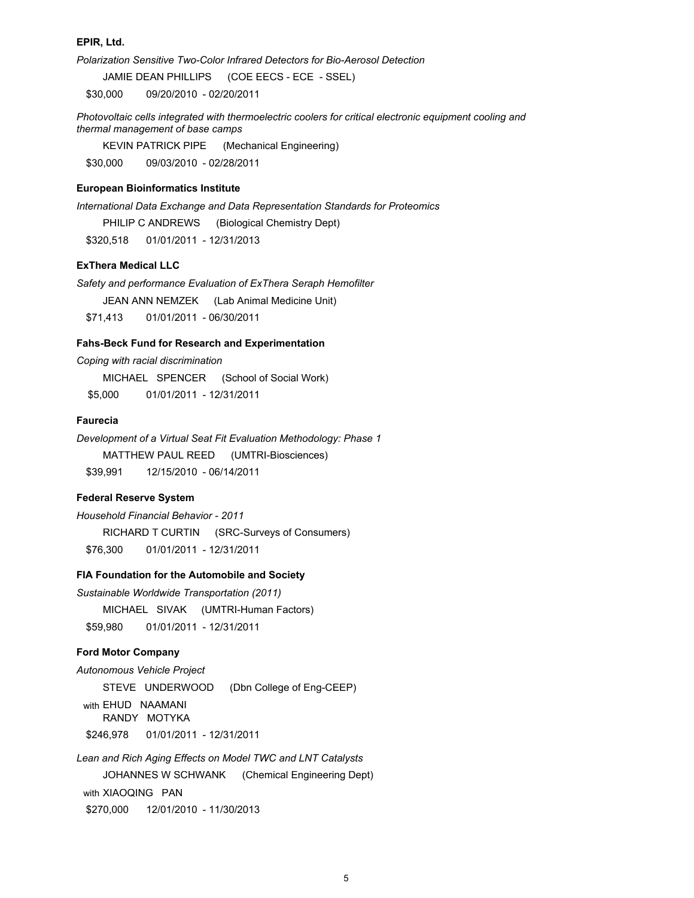**EPIR, Ltd.**

*Polarization Sensitive Two-Color Infrared Detectors for Bio-Aerosol Detection*

JAMIE DEAN PHILLIPS (COE EECS - ECE - SSEL)

$30,000 09/20/2010 - 02/20/2011

*Photovoltaic cells integrated with thermoelectric coolers for critical electronic equipment cooling and thermal management of base camps*

KEVIN PATRICK PIPE (Mechanical Engineering)

$30,000 09/03/2010 - 02/28/2011

**European Bioinformatics Institute**

*International Data Exchange and Data Representation Standards for Proteomics*

PHILIP C ANDREWS (Biological Chemistry Dept)

$320,518 01/01/2011 - 12/31/2013

**ExThera Medical LLC**

*Safety and performance Evaluation of ExThera Seraph Hemofilter*

JEAN ANN NEMZEK (Lab Animal Medicine Unit)

$71,413 01/01/2011 - 06/30/2011

**Fahs-Beck Fund for Research and Experimentation**

*Coping with racial discrimination*

MICHAEL SPENCER (School of Social Work)

$5,000 01/01/2011 - 12/31/2011

**Faurecia**

*Development of a Virtual Seat Fit Evaluation Methodology: Phase 1*

MATTHEW PAUL REED (UMTRI-Biosciences)

$39,991 12/15/2010 - 06/14/2011

**Federal Reserve System**

*Household Financial Behavior - 2011*

RICHARD T CURTIN (SRC-Surveys of Consumers)

$76,300 01/01/2011 - 12/31/2011

**FIA Foundation for the Automobile and Society**

*Sustainable Worldwide Transportation (2011)*

MICHAEL SIVAK (UMTRI-Human Factors)

$59,980 01/01/2011 - 12/31/2011

**Ford Motor Company**

*Autonomous Vehicle Project*

STEVE UNDERWOOD (Dbn College of Eng-CEEP)

with EHUD NAAMANI
RANDY MOTYKA

$246,978 01/01/2011 - 12/31/2011

*Lean and Rich Aging Effects on Model TWC and LNT Catalysts*

JOHANNES W SCHWANK (Chemical Engineering Dept)

with XIAOQING PAN

$270,000 12/01/2010 - 11/30/2013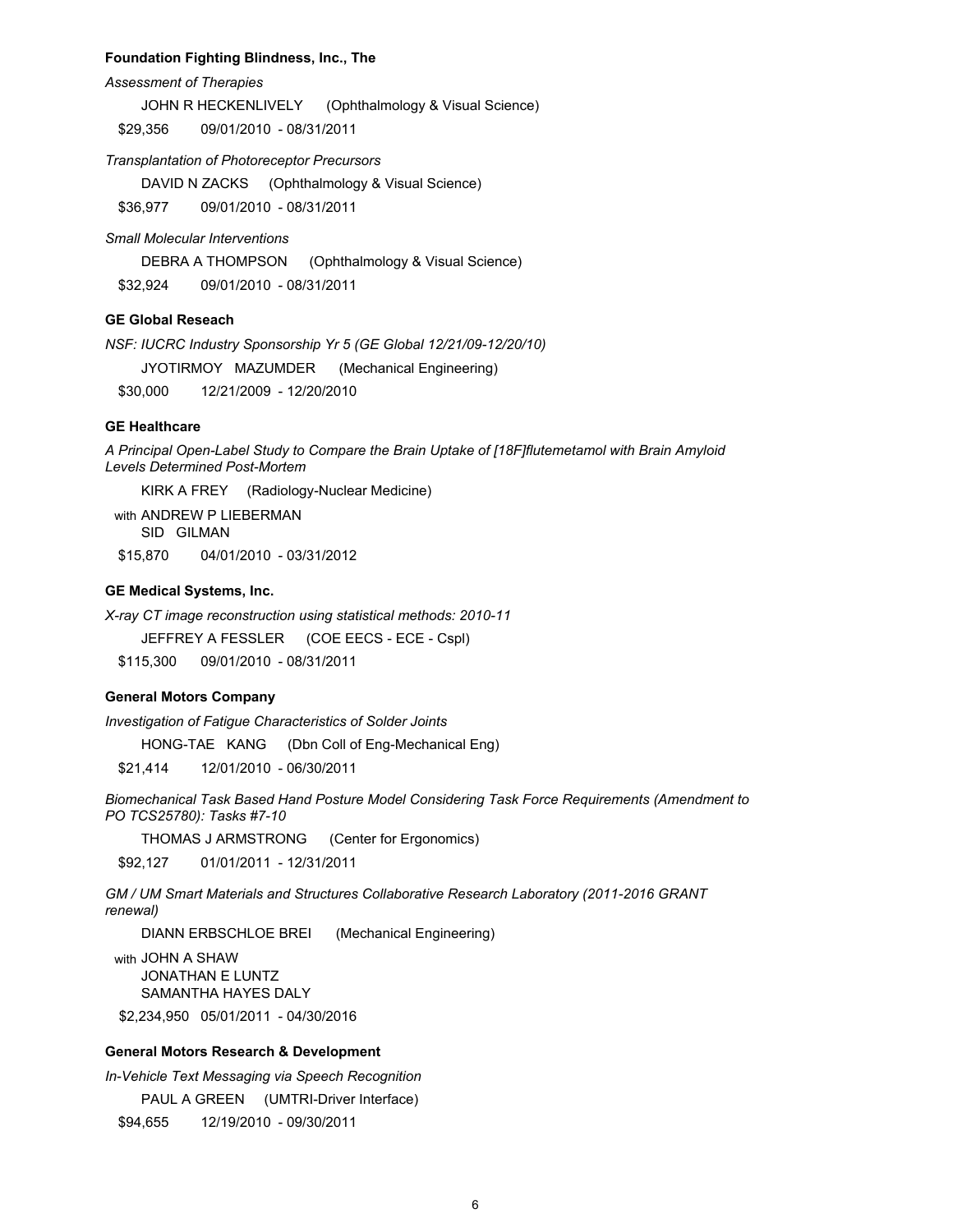**Foundation Fighting Blindness, Inc., The**

*Assessment of Therapies*

JOHN R HECKENLIVELY (Ophthalmology & Visual Science)

$29,356 09/01/2010 - 08/31/2011

*Transplantation of Photoreceptor Precursors*

DAVID N ZACKS (Ophthalmology & Visual Science)

$36,977 09/01/2010 - 08/31/2011

*Small Molecular Interventions*

DEBRA A THOMPSON (Ophthalmology & Visual Science)

$32,924 09/01/2010 - 08/31/2011

**GE Global Reseach**

*NSF: IUCRC Industry Sponsorship Yr 5 (GE Global 12/21/09-12/20/10)*

JYOTIRMOY MAZUMDER (Mechanical Engineering)

$30,000 12/21/2009 - 12/20/2010

**GE Healthcare**

*A Principal Open-Label Study to Compare the Brain Uptake of [18F]flutemetamol with Brain Amyloid Levels Determined Post-Mortem*

KIRK A FREY (Radiology-Nuclear Medicine)

with ANDREW P LIEBERMAN
SID GILMAN

$15,870 04/01/2010 - 03/31/2012

**GE Medical Systems, Inc.**

*X-ray CT image reconstruction using statistical methods: 2010-11*

JEFFREY A FESSLER (COE EECS - ECE - Cspl)

$115,300 09/01/2010 - 08/31/2011

**General Motors Company**

*Investigation of Fatigue Characteristics of Solder Joints*

HONG-TAE KANG (Dbn Coll of Eng-Mechanical Eng)

$21,414 12/01/2010 - 06/30/2011

*Biomechanical Task Based Hand Posture Model Considering Task Force Requirements (Amendment to PO TCS25780): Tasks #7-10*

THOMAS J ARMSTRONG (Center for Ergonomics)

$92,127 01/01/2011 - 12/31/2011

*GM / UM Smart Materials and Structures Collaborative Research Laboratory (2011-2016 GRANT renewal)*

DIANN ERBSCHLOE BREI (Mechanical Engineering)

with JOHN A SHAW
JONATHAN E LUNTZ
SAMANTHA HAYES DALY

$2,234,950 05/01/2011 - 04/30/2016

**General Motors Research & Development**

*In-Vehicle Text Messaging via Speech Recognition*

PAUL A GREEN (UMTRI-Driver Interface)

$94,655 12/19/2010 - 09/30/2011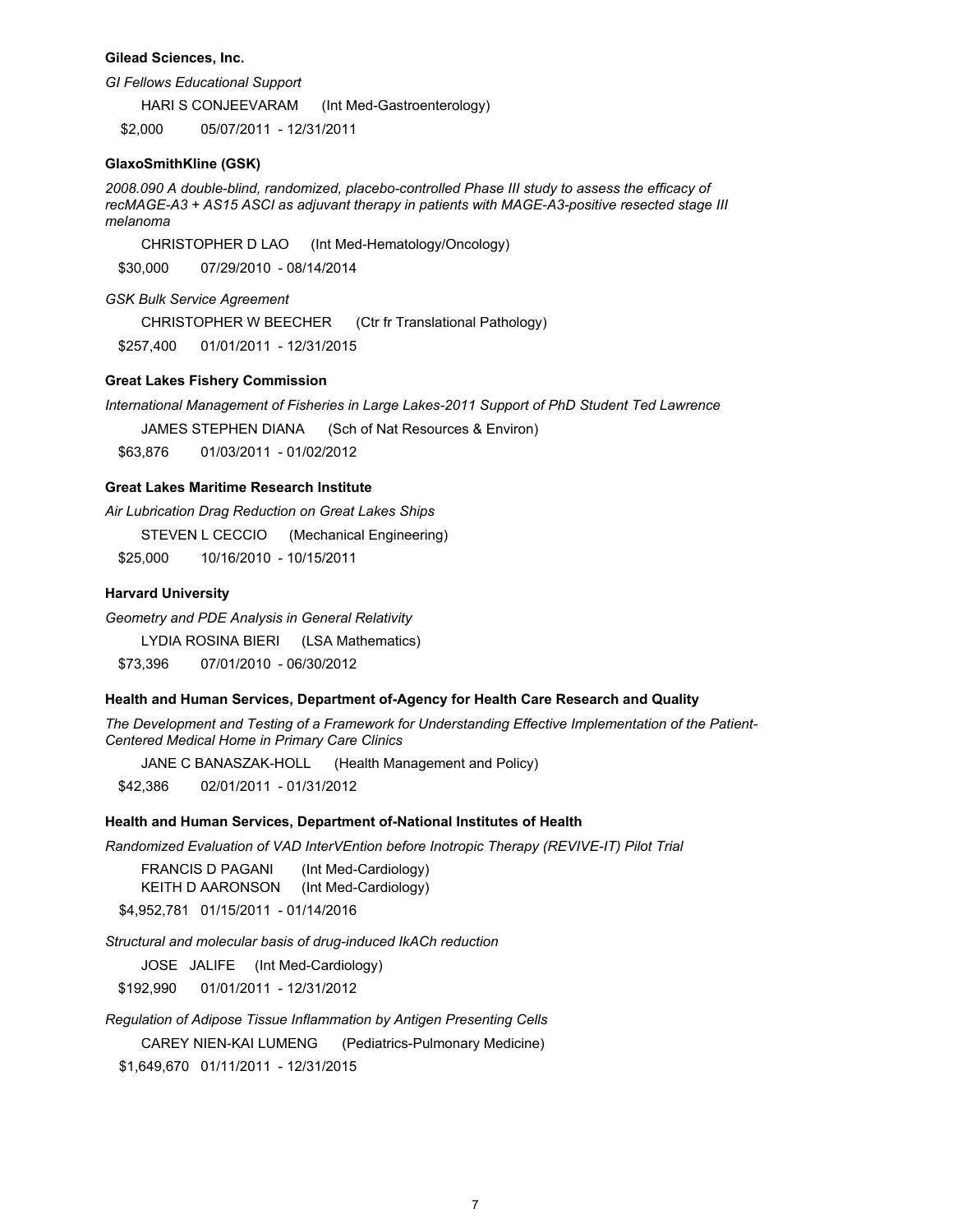**Gilead Sciences, Inc.**

*GI Fellows Educational Support*

HARI S CONJEEVARAM (Int Med-Gastroenterology)

$2,000 05/07/2011 - 12/31/2011

**GlaxoSmithKline (GSK)**

*2008.090 A double-blind, randomized, placebo-controlled Phase III study to assess the efficacy of recMAGE-A3 + AS15 ASCI as adjuvant therapy in patients with MAGE-A3-positive resected stage III melanoma*

CHRISTOPHER D LAO (Int Med-Hematology/Oncology)

$30,000 07/29/2010 - 08/14/2014

*GSK Bulk Service Agreement*

CHRISTOPHER W BEECHER (Ctr fr Translational Pathology)

$257,400 01/01/2011 - 12/31/2015

**Great Lakes Fishery Commission**

*International Management of Fisheries in Large Lakes-2011 Support of PhD Student Ted Lawrence*

JAMES STEPHEN DIANA (Sch of Nat Resources & Environ)

$63,876 01/03/2011 - 01/02/2012

**Great Lakes Maritime Research Institute**

*Air Lubrication Drag Reduction on Great Lakes Ships*

STEVEN L CECCIO (Mechanical Engineering)

$25,000 10/16/2010 - 10/15/2011

**Harvard University**

*Geometry and PDE Analysis in General Relativity*

LYDIA ROSINA BIERI (LSA Mathematics)

$73,396 07/01/2010 - 06/30/2012

**Health and Human Services, Department of-Agency for Health Care Research and Quality**

*The Development and Testing of a Framework for Understanding Effective Implementation of the Patient-Centered Medical Home in Primary Care Clinics*

JANE C BANASZAK-HOLL (Health Management and Policy)

$42,386 02/01/2011 - 01/31/2012

**Health and Human Services, Department of-National Institutes of Health**

*Randomized Evaluation of VAD InterVEntion before Inotropic Therapy (REVIVE-IT) Pilot Trial*

FRANCIS D PAGANI (Int Med-Cardiology)
KEITH D AARONSON (Int Med-Cardiology)

$4,952,781 01/15/2011 - 01/14/2016

*Structural and molecular basis of drug-induced IkACh reduction*

JOSE JALIFE (Int Med-Cardiology)

$192,990 01/01/2011 - 12/31/2012

*Regulation of Adipose Tissue Inflammation by Antigen Presenting Cells*

CAREY NIEN-KAI LUMENG (Pediatrics-Pulmonary Medicine)

$1,649,670 01/11/2011 - 12/31/2015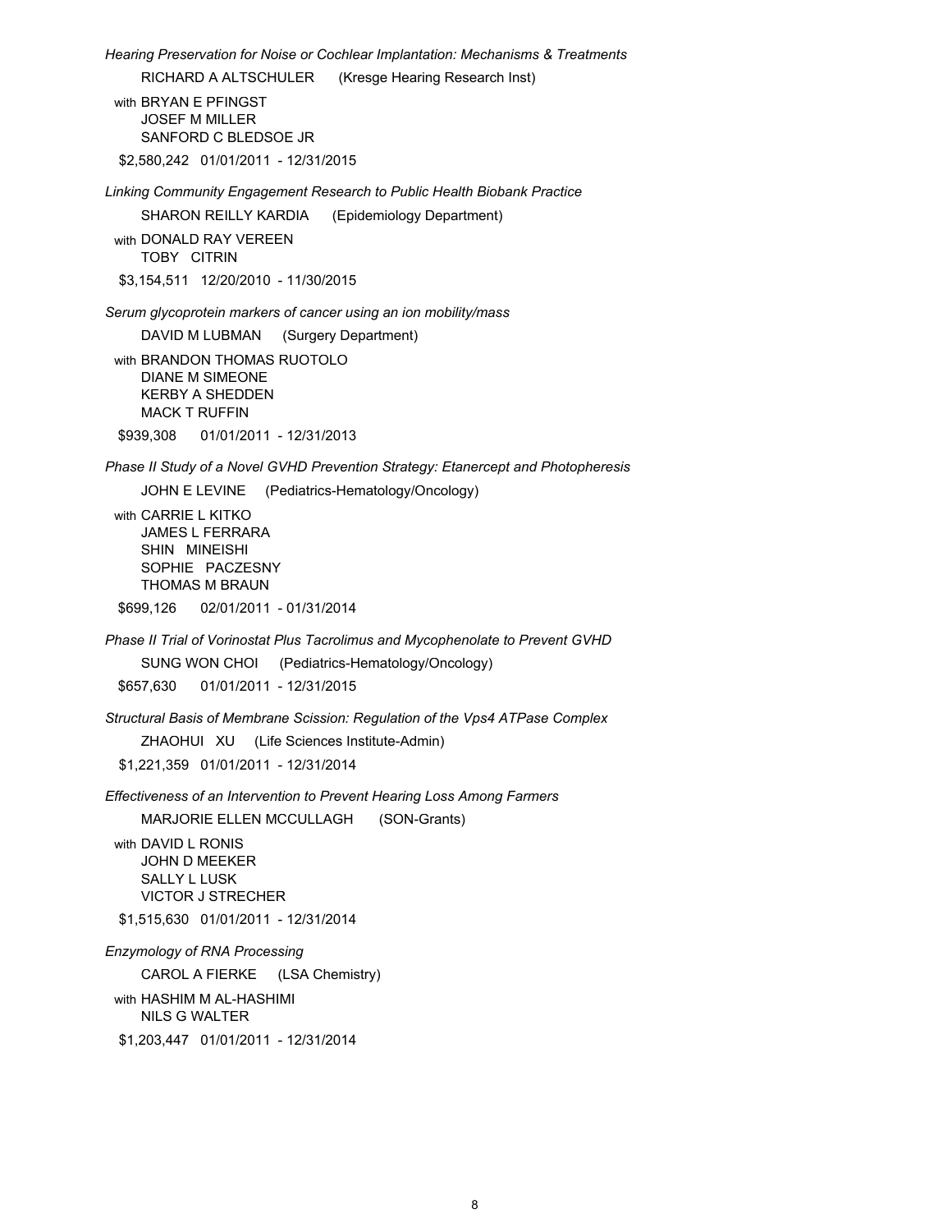*Hearing Preservation for Noise or Cochlear Implantation: Mechanisms & Treatments*

RICHARD A ALTSCHULER (Kresge Hearing Research Inst)

with BRYAN E PFINGST
JOSEF M MILLER
SANFORD C BLEDSOE JR

$2,580,242 01/01/2011 - 12/31/2015

*Linking Community Engagement Research to Public Health Biobank Practice*

SHARON REILLY KARDIA (Epidemiology Department)

with DONALD RAY VEREEN
TOBY CITRIN

$3,154,511 12/20/2010 - 11/30/2015

*Serum glycoprotein markers of cancer using an ion mobility/mass*

DAVID M LUBMAN (Surgery Department)

with BRANDON THOMAS RUOTOLO
DIANE M SIMEONE
KERBY A SHEDDEN
MACK T RUFFIN

$939,308 01/01/2011 - 12/31/2013

*Phase II Study of a Novel GVHD Prevention Strategy: Etanercept and Photopheresis*

JOHN E LEVINE (Pediatrics-Hematology/Oncology)

with CARRIE L KITKO
JAMES L FERRARA
SHIN MINEISHI
SOPHIE PACZESNY
THOMAS M BRAUN

$699,126 02/01/2011 - 01/31/2014

*Phase II Trial of Vorinostat Plus Tacrolimus and Mycophenolate to Prevent GVHD*

SUNG WON CHOI (Pediatrics-Hematology/Oncology)

$657,630 01/01/2011 - 12/31/2015

*Structural Basis of Membrane Scission: Regulation of the Vps4 ATPase Complex*

ZHAOHUI XU (Life Sciences Institute-Admin)

$1,221,359 01/01/2011 - 12/31/2014

*Effectiveness of an Intervention to Prevent Hearing Loss Among Farmers*

MARJORIE ELLEN MCCULLAGH (SON-Grants)

with DAVID L RONIS
JOHN D MEEKER
SALLY L LUSK
VICTOR J STRECHER

$1,515,630 01/01/2011 - 12/31/2014

*Enzymology of RNA Processing*

CAROL A FIERKE (LSA Chemistry)

with HASHIM M AL-HASHIMI
NILS G WALTER

$1,203,447 01/01/2011 - 12/31/2014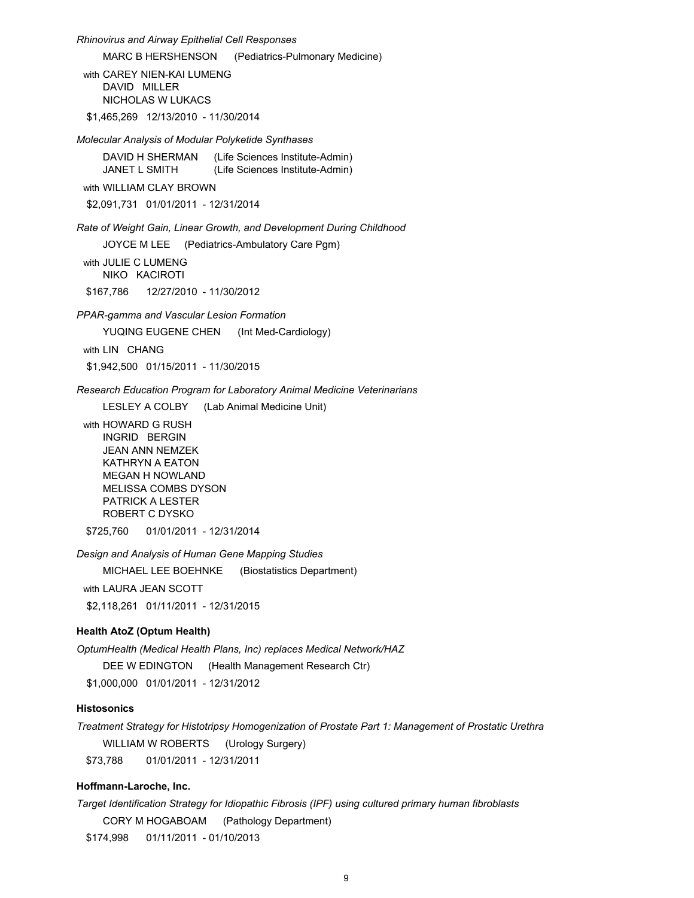*Rhinovirus and Airway Epithelial Cell Responses*

MARC B HERSHENSON (Pediatrics-Pulmonary Medicine)

with CAREY NIEN-KAI LUMENG
DAVID MILLER
NICHOLAS W LUKACS

$1,465,269 12/13/2010 - 11/30/2014

*Molecular Analysis of Modular Polyketide Synthases*

DAVID H SHERMAN (Life Sciences Institute-Admin)
JANET L SMITH (Life Sciences Institute-Admin)

with WILLIAM CLAY BROWN

$2,091,731 01/01/2011 - 12/31/2014

*Rate of Weight Gain, Linear Growth, and Development During Childhood*

JOYCE M LEE (Pediatrics-Ambulatory Care Pgm)

with JULIE C LUMENG
NIKO KACIROTI

$167,786 12/27/2010 - 11/30/2012

*PPAR-gamma and Vascular Lesion Formation*

YUQING EUGENE CHEN (Int Med-Cardiology)

with LIN CHANG

$1,942,500 01/15/2011 - 11/30/2015

*Research Education Program for Laboratory Animal Medicine Veterinarians*

LESLEY A COLBY (Lab Animal Medicine Unit)

with HOWARD G RUSH
INGRID BERGIN
JEAN ANN NEMZEK
KATHRYN A EATON
MEGAN H NOWLAND
MELISSA COMBS DYSON
PATRICK A LESTER
ROBERT C DYSKO

$725,760 01/01/2011 - 12/31/2014

*Design and Analysis of Human Gene Mapping Studies*

MICHAEL LEE BOEHNKE (Biostatistics Department)

with LAURA JEAN SCOTT

$2,118,261 01/11/2011 - 12/31/2015

**Health AtoZ (Optum Health)**

*OptumHealth (Medical Health Plans, Inc) replaces Medical Network/HAZ*

DEE W EDINGTON (Health Management Research Ctr)

$1,000,000 01/01/2011 - 12/31/2012

**Histosonics**

*Treatment Strategy for Histotripsy Homogenization of Prostate Part 1: Management of Prostatic Urethra*

WILLIAM W ROBERTS (Urology Surgery)

$73,788 01/01/2011 - 12/31/2011

**Hoffmann-Laroche, Inc.**

*Target Identification Strategy for Idiopathic Fibrosis (IPF) using cultured primary human fibroblasts*

CORY M HOGABOAM (Pathology Department)

$174,998 01/11/2011 - 01/10/2013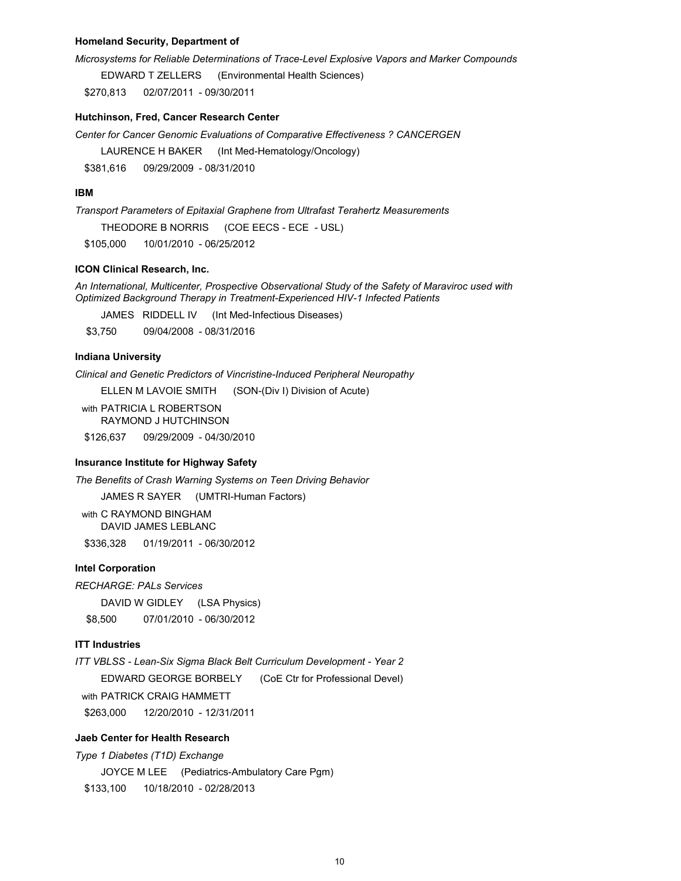**Homeland Security, Department of**

*Microsystems for Reliable Determinations of Trace-Level Explosive Vapors and Marker Compounds*

EDWARD T ZELLERS (Environmental Health Sciences)

$270,813 02/07/2011 - 09/30/2011

**Hutchinson, Fred, Cancer Research Center**

*Center for Cancer Genomic Evaluations of Comparative Effectiveness ? CANCERGEN*

LAURENCE H BAKER (Int Med-Hematology/Oncology)

$381,616 09/29/2009 - 08/31/2010

**IBM**

*Transport Parameters of Epitaxial Graphene from Ultrafast Terahertz Measurements*

THEODORE B NORRIS (COE EECS - ECE - USL)

$105,000 10/01/2010 - 06/25/2012

**ICON Clinical Research, Inc.**

*An International, Multicenter, Prospective Observational Study of the Safety of Maraviroc used with Optimized Background Therapy in Treatment-Experienced HIV-1 Infected Patients*

JAMES RIDDELL IV (Int Med-Infectious Diseases)

$3,750 09/04/2008 - 08/31/2016

**Indiana University**

*Clinical and Genetic Predictors of Vincristine-Induced Peripheral Neuropathy*

ELLEN M LAVOIE SMITH (SON-(Div I) Division of Acute)

with PATRICIA L ROBERTSON
RAYMOND J HUTCHINSON

$126,637 09/29/2009 - 04/30/2010

**Insurance Institute for Highway Safety**

*The Benefits of Crash Warning Systems on Teen Driving Behavior*

JAMES R SAYER (UMTRI-Human Factors)

with C RAYMOND BINGHAM
DAVID JAMES LEBLANC

$336,328 01/19/2011 - 06/30/2012

**Intel Corporation**

*RECHARGE: PALs Services*

DAVID W GIDLEY (LSA Physics)

$8,500 07/01/2010 - 06/30/2012

**ITT Industries**

*ITT VBLSS - Lean-Six Sigma Black Belt Curriculum Development - Year 2*

EDWARD GEORGE BORBELY (CoE Ctr for Professional Devel)

with PATRICK CRAIG HAMMETT

$263,000 12/20/2010 - 12/31/2011

**Jaeb Center for Health Research**

*Type 1 Diabetes (T1D) Exchange*

JOYCE M LEE (Pediatrics-Ambulatory Care Pgm)

$133,100 10/18/2010 - 02/28/2013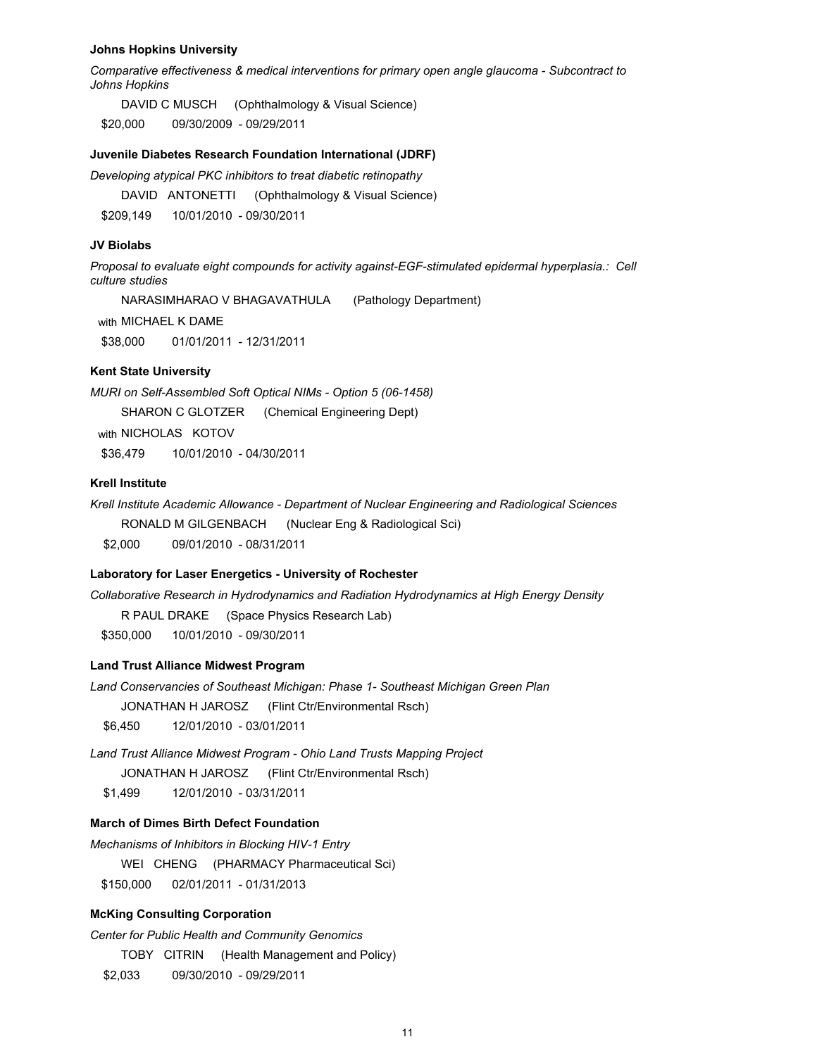**Johns Hopkins University**

*Comparative effectiveness & medical interventions for primary open angle glaucoma - Subcontract to Johns Hopkins*

DAVID C MUSCH (Ophthalmology & Visual Science)

$20,000 09/30/2009 - 09/29/2011

**Juvenile Diabetes Research Foundation International (JDRF)**

*Developing atypical PKC inhibitors to treat diabetic retinopathy*

DAVID ANTONETTI (Ophthalmology & Visual Science)

$209,149 10/01/2010 - 09/30/2011

**JV Biolabs**

*Proposal to evaluate eight compounds for activity against-EGF-stimulated epidermal hyperplasia.: Cell culture studies*

NARASIMHARAO V BHAGAVATHULA (Pathology Department)

with MICHAEL K DAME

$38,000 01/01/2011 - 12/31/2011

**Kent State University**

*MURI on Self-Assembled Soft Optical NIMs - Option 5 (06-1458)*

SHARON C GLOTZER (Chemical Engineering Dept)

with NICHOLAS KOTOV

$36,479 10/01/2010 - 04/30/2011

**Krell Institute**

*Krell Institute Academic Allowance - Department of Nuclear Engineering and Radiological Sciences*

RONALD M GILGENBACH (Nuclear Eng & Radiological Sci)

$2,000 09/01/2010 - 08/31/2011

**Laboratory for Laser Energetics - University of Rochester**

*Collaborative Research in Hydrodynamics and Radiation Hydrodynamics at High Energy Density*

R PAUL DRAKE (Space Physics Research Lab)

$350,000 10/01/2010 - 09/30/2011

**Land Trust Alliance Midwest Program**

*Land Conservancies of Southeast Michigan: Phase 1- Southeast Michigan Green Plan*

JONATHAN H JAROSZ (Flint Ctr/Environmental Rsch)

$6,450 12/01/2010 - 03/01/2011

*Land Trust Alliance Midwest Program - Ohio Land Trusts Mapping Project*

JONATHAN H JAROSZ (Flint Ctr/Environmental Rsch)

$1,499 12/01/2010 - 03/31/2011

**March of Dimes Birth Defect Foundation**

*Mechanisms of Inhibitors in Blocking HIV-1 Entry*

WEI CHENG (PHARMACY Pharmaceutical Sci)

$150,000 02/01/2011 - 01/31/2013

**McKing Consulting Corporation**

*Center for Public Health and Community Genomics*

TOBY CITRIN (Health Management and Policy)

$2,033 09/30/2010 - 09/29/2011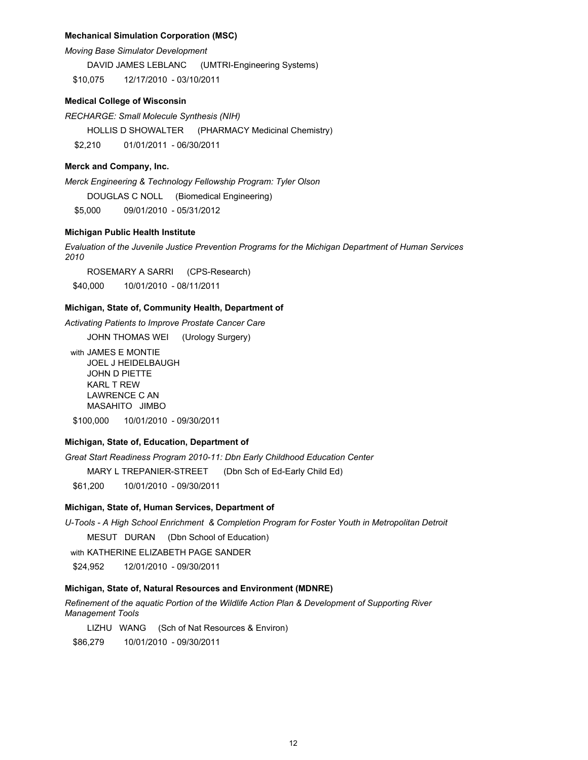**Mechanical Simulation Corporation (MSC)**

*Moving Base Simulator Development*

DAVID JAMES LEBLANC (UMTRI-Engineering Systems)

$10,075 12/17/2010 - 03/10/2011

**Medical College of Wisconsin**

*RECHARGE: Small Molecule Synthesis (NIH)*

HOLLIS D SHOWALTER (PHARMACY Medicinal Chemistry)

$2,210 01/01/2011 - 06/30/2011

**Merck and Company, Inc.**

*Merck Engineering & Technology Fellowship Program: Tyler Olson*

DOUGLAS C NOLL (Biomedical Engineering)

$5,000 09/01/2010 - 05/31/2012

**Michigan Public Health Institute**

*Evaluation of the Juvenile Justice Prevention Programs for the Michigan Department of Human Services 2010*

ROSEMARY A SARRI (CPS-Research)

$40,000 10/01/2010 - 08/11/2011

**Michigan, State of, Community Health, Department of**

*Activating Patients to Improve Prostate Cancer Care*

JOHN THOMAS WEI (Urology Surgery)

with JAMES E MONTIE
JOEL J HEIDELBAUGH
JOHN D PIETTE
KARL T REW
LAWRENCE C AN
MASAHITO JIMBO

$100,000 10/01/2010 - 09/30/2011

**Michigan, State of, Education, Department of**

*Great Start Readiness Program 2010-11: Dbn Early Childhood Education Center*

MARY L TREPANIER-STREET (Dbn Sch of Ed-Early Child Ed)

$61,200 10/01/2010 - 09/30/2011

**Michigan, State of, Human Services, Department of**

*U-Tools - A High School Enrichment & Completion Program for Foster Youth in Metropolitan Detroit*

MESUT DURAN (Dbn School of Education)

with KATHERINE ELIZABETH PAGE SANDER

$24,952 12/01/2010 - 09/30/2011

**Michigan, State of, Natural Resources and Environment (MDNRE)**

*Refinement of the aquatic Portion of the Wildlife Action Plan & Development of Supporting River Management Tools*

LIZHU WANG (Sch of Nat Resources & Environ)

$86,279 10/01/2010 - 09/30/2011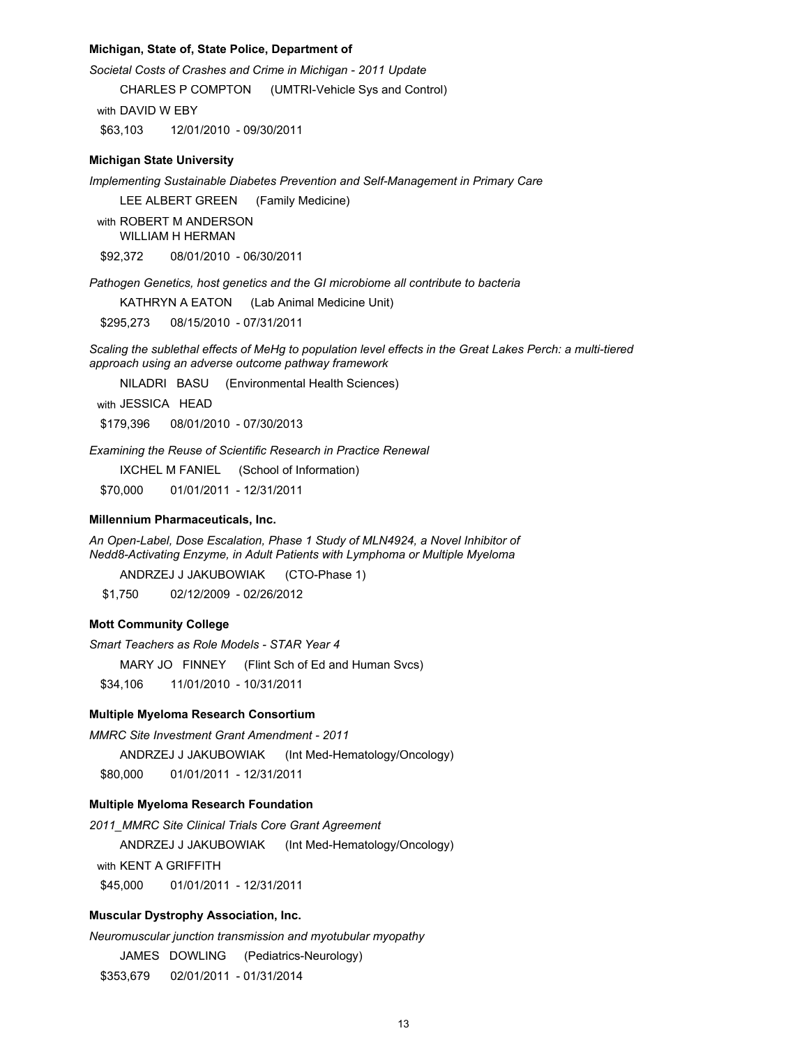**Michigan, State of, State Police, Department of**

*Societal Costs of Crashes and Crime in Michigan - 2011 Update*

CHARLES P COMPTON (UMTRI-Vehicle Sys and Control)

with DAVID W EBY

$63,103 12/01/2010 - 09/30/2011

**Michigan State University**

*Implementing Sustainable Diabetes Prevention and Self-Management in Primary Care*

LEE ALBERT GREEN (Family Medicine)

with ROBERT M ANDERSON
WILLIAM H HERMAN

$92,372 08/01/2010 - 06/30/2011

*Pathogen Genetics, host genetics and the GI microbiome all contribute to bacteria*

KATHRYN A EATON (Lab Animal Medicine Unit)

$295,273 08/15/2010 - 07/31/2011

*Scaling the sublethal effects of MeHg to population level effects in the Great Lakes Perch: a multi-tiered approach using an adverse outcome pathway framework*

NILADRI BASU (Environmental Health Sciences)

with JESSICA HEAD

$179,396 08/01/2010 - 07/30/2013

*Examining the Reuse of Scientific Research in Practice Renewal*

IXCHEL M FANIEL (School of Information)

$70,000 01/01/2011 - 12/31/2011

**Millennium Pharmaceuticals, Inc.**

*An Open-Label, Dose Escalation, Phase 1 Study of MLN4924, a Novel Inhibitor of Nedd8-Activating Enzyme, in Adult Patients with Lymphoma or Multiple Myeloma*

ANDRZEJ J JAKUBOWIAK (CTO-Phase 1)

$1,750 02/12/2009 - 02/26/2012

**Mott Community College**

*Smart Teachers as Role Models - STAR Year 4*

MARY JO FINNEY (Flint Sch of Ed and Human Svcs)

$34,106 11/01/2010 - 10/31/2011

**Multiple Myeloma Research Consortium**

*MMRC Site Investment Grant Amendment - 2011*

ANDRZEJ J JAKUBOWIAK (Int Med-Hematology/Oncology)

$80,000 01/01/2011 - 12/31/2011

**Multiple Myeloma Research Foundation**

*2011_MMRC Site Clinical Trials Core Grant Agreement*

ANDRZEJ J JAKUBOWIAK (Int Med-Hematology/Oncology)

with KENT A GRIFFITH

$45,000 01/01/2011 - 12/31/2011

**Muscular Dystrophy Association, Inc.**

*Neuromuscular junction transmission and myotubular myopathy*

JAMES DOWLING (Pediatrics-Neurology)

$353,679 02/01/2011 - 01/31/2014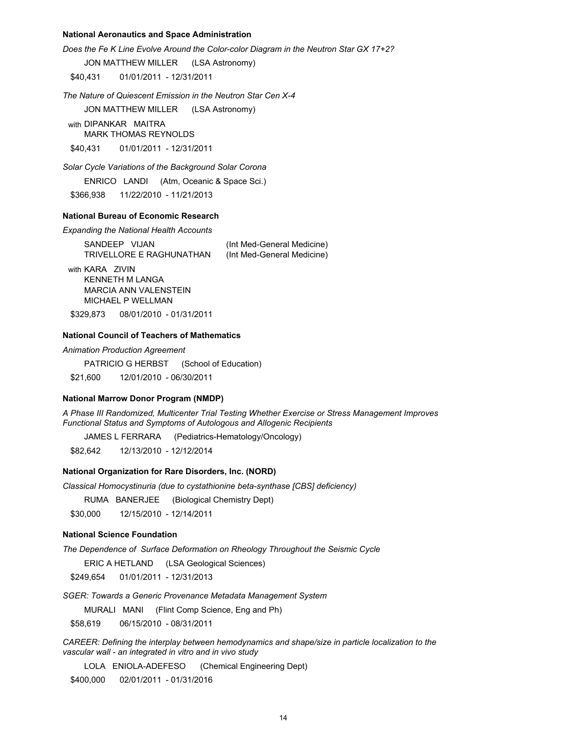**National Aeronautics and Space Administration**

*Does the Fe K Line Evolve Around the Color-color Diagram in the Neutron Star GX 17+2?*

JON MATTHEW MILLER (LSA Astronomy)

$40,431 01/01/2011 - 12/31/2011

*The Nature of Quiescent Emission in the Neutron Star Cen X-4*

JON MATTHEW MILLER (LSA Astronomy)

with DIPANKAR MAITRA
MARK THOMAS REYNOLDS

$40,431 01/01/2011 - 12/31/2011

*Solar Cycle Variations of the Background Solar Corona*

ENRICO LANDI (Atm, Oceanic & Space Sci.)

$366,938 11/22/2010 - 11/21/2013

**National Bureau of Economic Research**

*Expanding the National Health Accounts*

SANDEEP VIJAN (Int Med-General Medicine)
TRIVELLORE E RAGHUNATHAN (Int Med-General Medicine)

with KARA ZIVIN
KENNETH M LANGA
MARCIA ANN VALENSTEIN
MICHAEL P WELLMAN

$329,873 08/01/2010 - 01/31/2011

**National Council of Teachers of Mathematics**

*Animation Production Agreement*

PATRICIO G HERBST (School of Education)

$21,600 12/01/2010 - 06/30/2011

**National Marrow Donor Program (NMDP)**

*A Phase III Randomized, Multicenter Trial Testing Whether Exercise or Stress Management Improves Functional Status and Symptoms of Autologous and Allogenic Recipients*

JAMES L FERRARA (Pediatrics-Hematology/Oncology)

$82,642 12/13/2010 - 12/12/2014

**National Organization for Rare Disorders, Inc. (NORD)**

*Classical Homocystinuria (due to cystathionine beta-synthase [CBS] deficiency)*

RUMA BANERJEE (Biological Chemistry Dept)

$30,000 12/15/2010 - 12/14/2011

**National Science Foundation**

*The Dependence of Surface Deformation on Rheology Throughout the Seismic Cycle*

ERIC A HETLAND (LSA Geological Sciences)

$249,654 01/01/2011 - 12/31/2013

*SGER: Towards a Generic Provenance Metadata Management System*

MURALI MANI (Flint Comp Science, Eng and Ph)

$58,619 06/15/2010 - 08/31/2011

*CAREER: Defining the interplay between hemodynamics and shape/size in particle localization to the vascular wall - an integrated in vitro and in vivo study*

LOLA ENIOLA-ADEFESO (Chemical Engineering Dept)

$400,000 02/01/2011 - 01/31/2016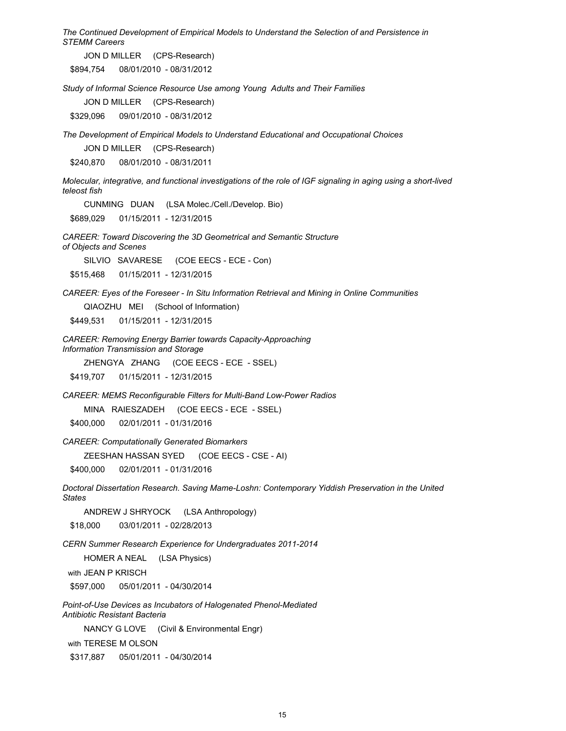*The Continued Development of Empirical Models to Understand the Selection of and Persistence in STEMM Careers*

JON D MILLER (CPS-Research)

$894,754 08/01/2010 - 08/31/2012

*Study of Informal Science Resource Use among Young Adults and Their Families*

JON D MILLER (CPS-Research)

$329,096 09/01/2010 - 08/31/2012

*The Development of Empirical Models to Understand Educational and Occupational Choices*

JON D MILLER (CPS-Research)

$240,870 08/01/2010 - 08/31/2011

*Molecular, integrative, and functional investigations of the role of IGF signaling in aging using a short-lived teleost fish*

CUNMING DUAN (LSA Molec./Cell./Develop. Bio)

$689,029 01/15/2011 - 12/31/2015

*CAREER: Toward Discovering the 3D Geometrical and Semantic Structure of Objects and Scenes*

SILVIO SAVARESE (COE EECS - ECE - Con)

$515,468 01/15/2011 - 12/31/2015

*CAREER: Eyes of the Foreseer - In Situ Information Retrieval and Mining in Online Communities*

QIAOZHU MEI (School of Information)

$449,531 01/15/2011 - 12/31/2015

*CAREER: Removing Energy Barrier towards Capacity-Approaching Information Transmission and Storage*

ZHENGYA ZHANG (COE EECS - ECE - SSEL)

$419,707 01/15/2011 - 12/31/2015

*CAREER: MEMS Reconfigurable Filters for Multi-Band Low-Power Radios*

MINA RAIESZADEH (COE EECS - ECE - SSEL)

$400,000 02/01/2011 - 01/31/2016

*CAREER: Computationally Generated Biomarkers*

ZEESHAN HASSAN SYED (COE EECS - CSE - AI)

$400,000 02/01/2011 - 01/31/2016

*Doctoral Dissertation Research. Saving Mame-Loshn: Contemporary Yiddish Preservation in the United States*

ANDREW J SHRYOCK (LSA Anthropology)

$18,000 03/01/2011 - 02/28/2013

*CERN Summer Research Experience for Undergraduates 2011-2014*

HOMER A NEAL (LSA Physics)

with JEAN P KRISCH

$597,000 05/01/2011 - 04/30/2014

*Point-of-Use Devices as Incubators of Halogenated Phenol-Mediated Antibiotic Resistant Bacteria*

NANCY G LOVE (Civil & Environmental Engr)

with TERESE M OLSON

$317,887 05/01/2011 - 04/30/2014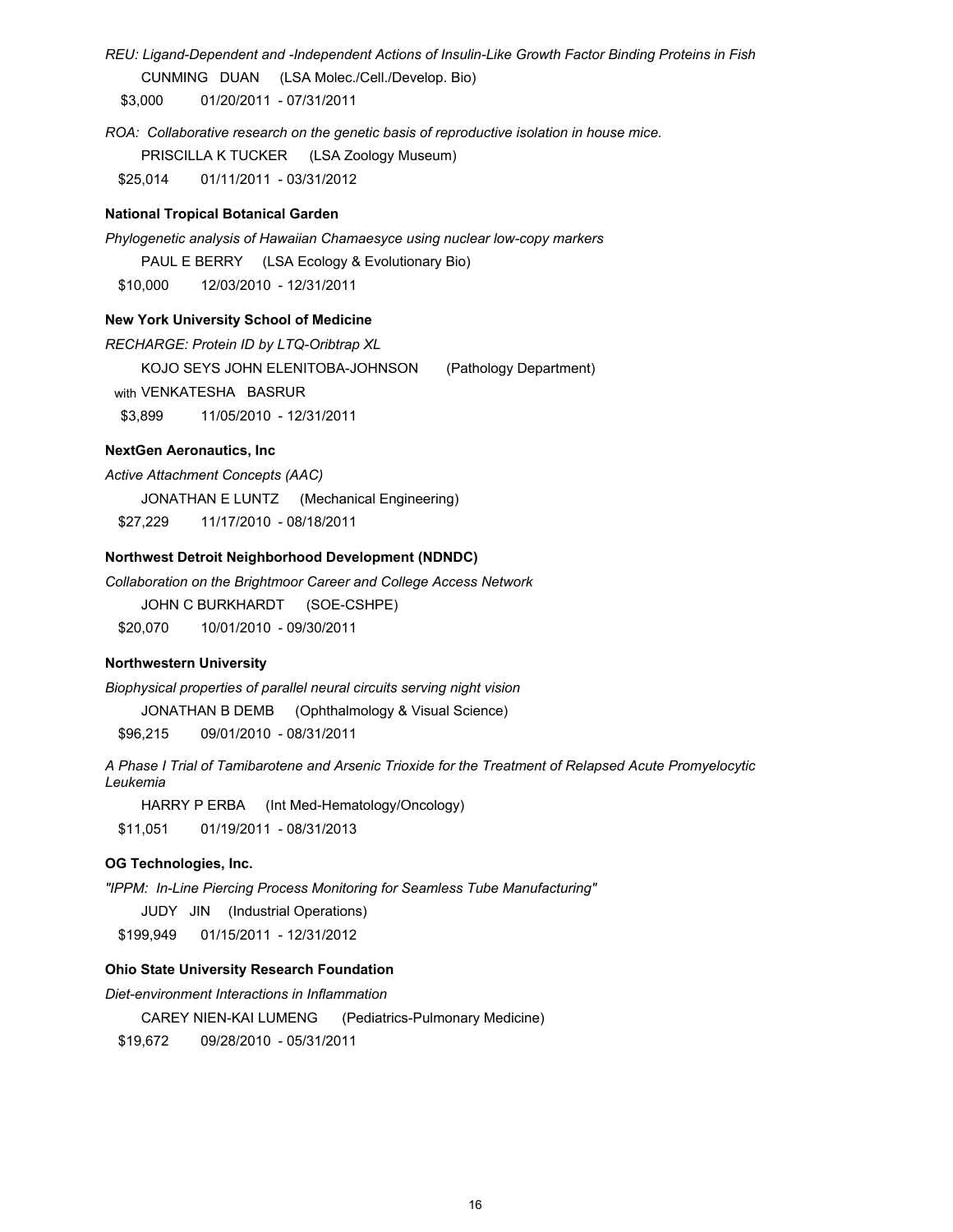*REU: Ligand-Dependent and -Independent Actions of Insulin-Like Growth Factor Binding Proteins in Fish*

CUNMING DUAN (LSA Molec./Cell./Develop. Bio)

$3,000 01/20/2011 - 07/31/2011

*ROA: Collaborative research on the genetic basis of reproductive isolation in house mice.*

PRISCILLA K TUCKER (LSA Zoology Museum)

$25,014 01/11/2011 - 03/31/2012

**National Tropical Botanical Garden**

*Phylogenetic analysis of Hawaiian Chamaesyce using nuclear low-copy markers*

PAUL E BERRY (LSA Ecology & Evolutionary Bio)

$10,000 12/03/2010 - 12/31/2011

**New York University School of Medicine**

*RECHARGE: Protein ID by LTQ-Oribtrap XL*

KOJO SEYS JOHN ELENITOBA-JOHNSON (Pathology Department)

with VENKATESHA BASRUR

$3,899 11/05/2010 - 12/31/2011

**NextGen Aeronautics, Inc**

*Active Attachment Concepts (AAC)*

JONATHAN E LUNTZ (Mechanical Engineering)

$27,229 11/17/2010 - 08/18/2011

**Northwest Detroit Neighborhood Development (NDNDC)**

*Collaboration on the Brightmoor Career and College Access Network*

JOHN C BURKHARDT (SOE-CSHPE)

$20,070 10/01/2010 - 09/30/2011

**Northwestern University**

*Biophysical properties of parallel neural circuits serving night vision*

JONATHAN B DEMB (Ophthalmology & Visual Science)

$96,215 09/01/2010 - 08/31/2011

*A Phase I Trial of Tamibarotene and Arsenic Trioxide for the Treatment of Relapsed Acute Promyelocytic Leukemia*

HARRY P ERBA (Int Med-Hematology/Oncology)

$11,051 01/19/2011 - 08/31/2013

**OG Technologies, Inc.**

*"IPPM: In-Line Piercing Process Monitoring for Seamless Tube Manufacturing"*

JUDY JIN (Industrial Operations)

$199,949 01/15/2011 - 12/31/2012

**Ohio State University Research Foundation**

*Diet-environment Interactions in Inflammation*

CAREY NIEN-KAI LUMENG (Pediatrics-Pulmonary Medicine)

$19,672 09/28/2010 - 05/31/2011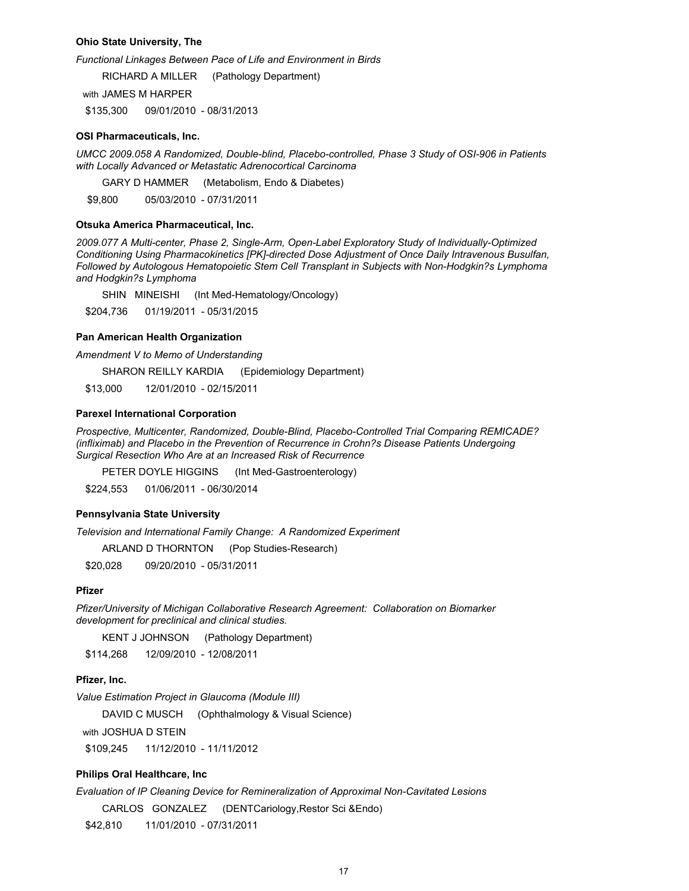**Ohio State University, The**

*Functional Linkages Between Pace of Life and Environment in Birds*

RICHARD A MILLER (Pathology Department)

with JAMES M HARPER

$135,300 09/01/2010 - 08/31/2013

**OSI Pharmaceuticals, Inc.**

*UMCC 2009.058 A Randomized, Double-blind, Placebo-controlled, Phase 3 Study of OSI-906 in Patients with Locally Advanced or Metastatic Adrenocortical Carcinoma*

GARY D HAMMER (Metabolism, Endo & Diabetes)

$9,800 05/03/2010 - 07/31/2011

**Otsuka America Pharmaceutical, Inc.**

*2009.077 A Multi-center, Phase 2, Single-Arm, Open-Label Exploratory Study of Individually-Optimized Conditioning Using Pharmacokinetics [PK]-directed Dose Adjustment of Once Daily Intravenous Busulfan, Followed by Autologous Hematopoietic Stem Cell Transplant in Subjects with Non-Hodgkin?s Lymphoma and Hodgkin?s Lymphoma*

SHIN MINEISHI (Int Med-Hematology/Oncology)

$204,736 01/19/2011 - 05/31/2015

**Pan American Health Organization**

*Amendment V to Memo of Understanding*

SHARON REILLY KARDIA (Epidemiology Department)

$13,000 12/01/2010 - 02/15/2011

**Parexel International Corporation**

*Prospective, Multicenter, Randomized, Double-Blind, Placebo-Controlled Trial Comparing REMICADE? (infliximab) and Placebo in the Prevention of Recurrence in Crohn?s Disease Patients Undergoing Surgical Resection Who Are at an Increased Risk of Recurrence*

PETER DOYLE HIGGINS (Int Med-Gastroenterology)

$224,553 01/06/2011 - 06/30/2014

**Pennsylvania State University**

*Television and International Family Change: A Randomized Experiment*

ARLAND D THORNTON (Pop Studies-Research)

$20,028 09/20/2010 - 05/31/2011

**Pfizer**

*Pfizer/University of Michigan Collaborative Research Agreement: Collaboration on Biomarker development for preclinical and clinical studies.*

KENT J JOHNSON (Pathology Department)

$114,268 12/09/2010 - 12/08/2011

**Pfizer, Inc.**

*Value Estimation Project in Glaucoma (Module III)*

DAVID C MUSCH (Ophthalmology & Visual Science)

with JOSHUA D STEIN

$109,245 11/12/2010 - 11/11/2012

**Philips Oral Healthcare, Inc**

*Evaluation of IP Cleaning Device for Remineralization of Approximal Non-Cavitated Lesions*

CARLOS GONZALEZ (DENTCariology,Restor Sci &Endo)

$42,810 11/01/2010 - 07/31/2011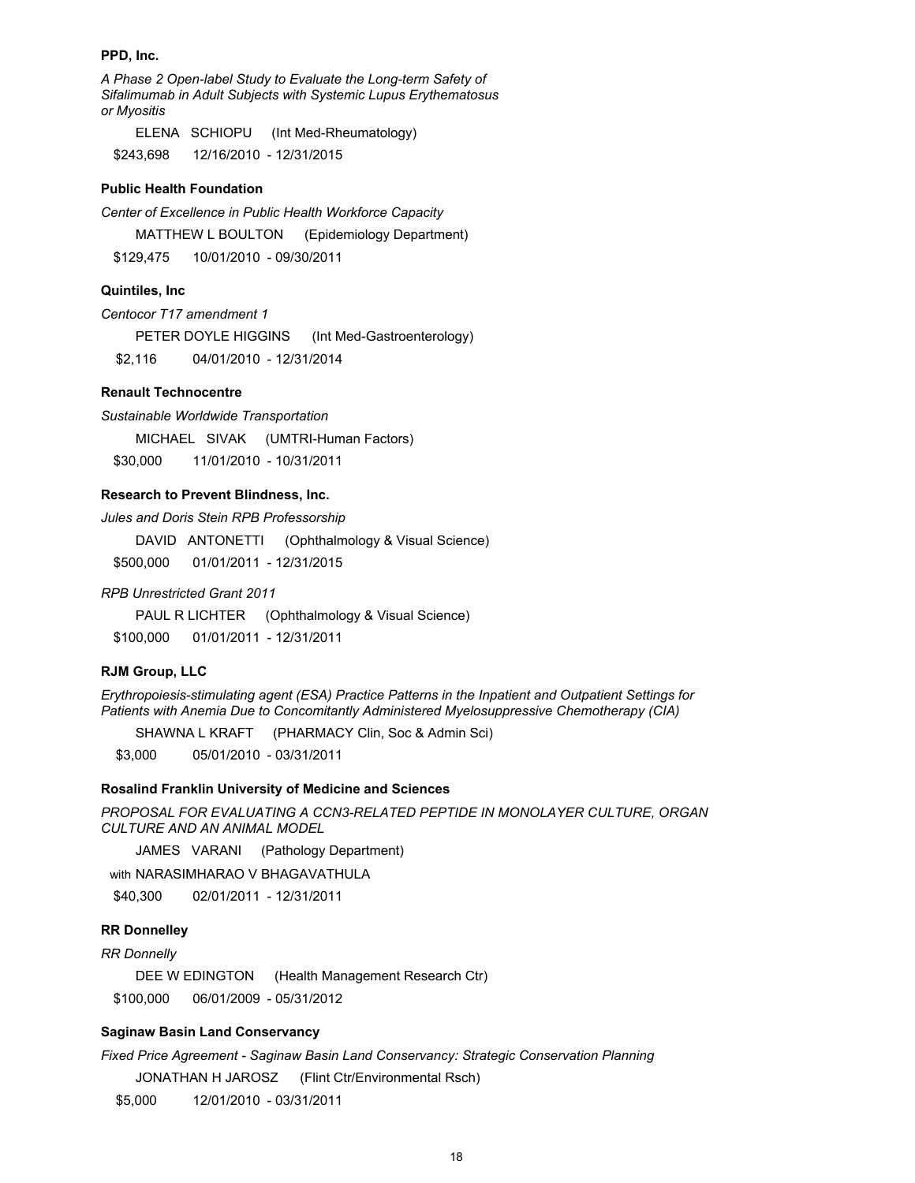**PPD, Inc.**

*A Phase 2 Open-label Study to Evaluate the Long-term Safety of Sifalimumab in Adult Subjects with Systemic Lupus Erythematosus or Myositis*

ELENA SCHIOPU (Int Med-Rheumatology)

$243,698 12/16/2010 - 12/31/2015

**Public Health Foundation**

*Center of Excellence in Public Health Workforce Capacity*

MATTHEW L BOULTON (Epidemiology Department)

$129,475 10/01/2010 - 09/30/2011

**Quintiles, Inc**

*Centocor T17 amendment 1*

PETER DOYLE HIGGINS (Int Med-Gastroenterology)

$2,116 04/01/2010 - 12/31/2014

**Renault Technocentre**

*Sustainable Worldwide Transportation*

MICHAEL SIVAK (UMTRI-Human Factors)

$30,000 11/01/2010 - 10/31/2011

**Research to Prevent Blindness, Inc.**

*Jules and Doris Stein RPB Professorship*

DAVID ANTONETTI (Ophthalmology & Visual Science)

$500,000 01/01/2011 - 12/31/2015

*RPB Unrestricted Grant 2011*

PAUL R LICHTER (Ophthalmology & Visual Science)

$100,000 01/01/2011 - 12/31/2011

**RJM Group, LLC**

*Erythropoiesis-stimulating agent (ESA) Practice Patterns in the Inpatient and Outpatient Settings for Patients with Anemia Due to Concomitantly Administered Myelosuppressive Chemotherapy (CIA)*

SHAWNA L KRAFT (PHARMACY Clin, Soc & Admin Sci)

$3,000 05/01/2010 - 03/31/2011

**Rosalind Franklin University of Medicine and Sciences**

*PROPOSAL FOR EVALUATING A CCN3-RELATED PEPTIDE IN MONOLAYER CULTURE, ORGAN CULTURE AND AN ANIMAL MODEL*

JAMES VARANI (Pathology Department)

with NARASIMHARAO V BHAGAVATHULA

$40,300 02/01/2011 - 12/31/2011

**RR Donnelley**

*RR Donnelly*

DEE W EDINGTON (Health Management Research Ctr)

$100,000 06/01/2009 - 05/31/2012

**Saginaw Basin Land Conservancy**

*Fixed Price Agreement - Saginaw Basin Land Conservancy: Strategic Conservation Planning*

JONATHAN H JAROSZ (Flint Ctr/Environmental Rsch)

$5,000 12/01/2010 - 03/31/2011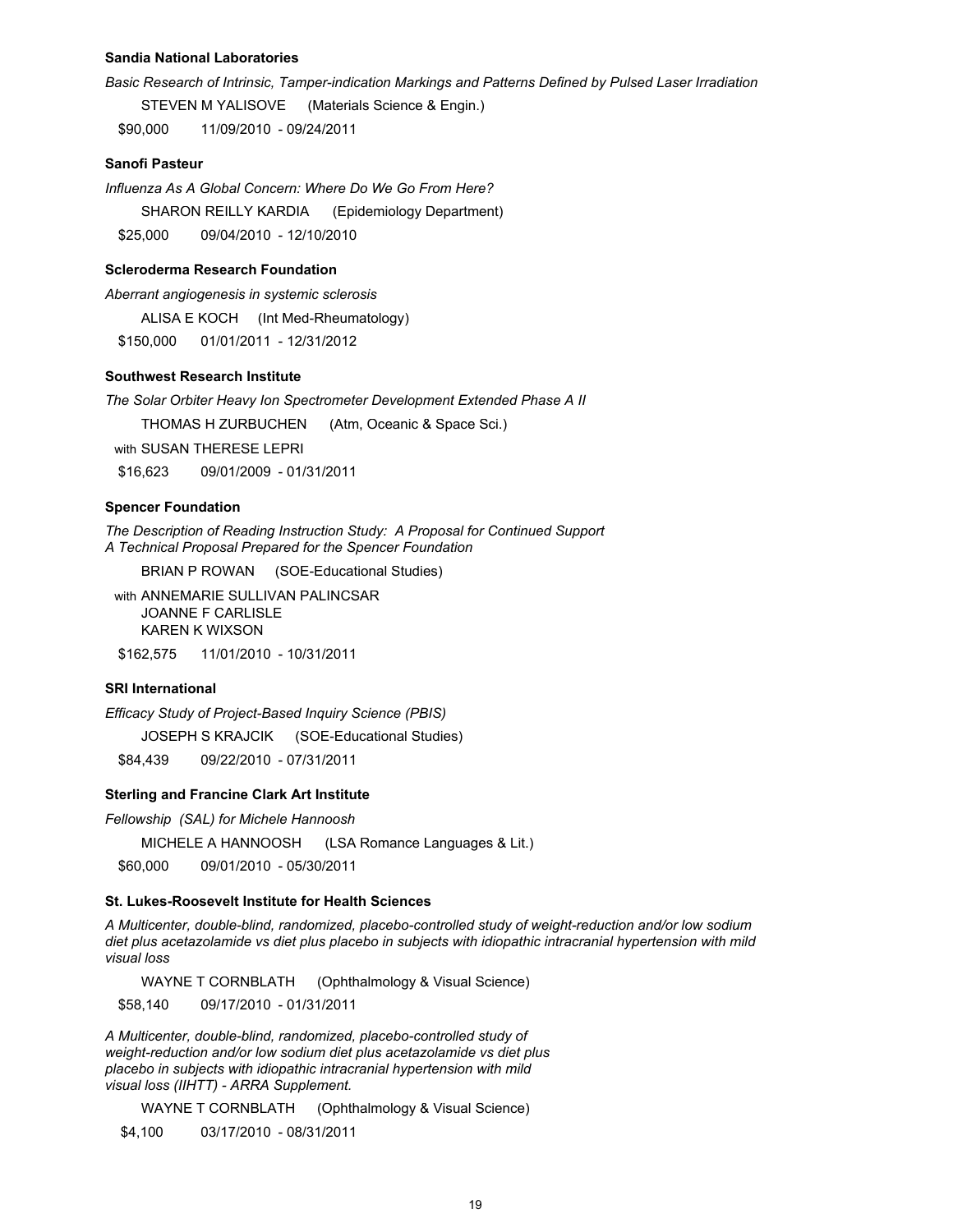**Sandia National Laboratories**

*Basic Research of Intrinsic, Tamper-indication Markings and Patterns Defined by Pulsed Laser Irradiation*

STEVEN M YALISOVE (Materials Science & Engin.)

$90,000 11/09/2010 - 09/24/2011

**Sanofi Pasteur**

*Influenza As A Global Concern: Where Do We Go From Here?*

SHARON REILLY KARDIA (Epidemiology Department)

$25,000 09/04/2010 - 12/10/2010

**Scleroderma Research Foundation**

*Aberrant angiogenesis in systemic sclerosis*

ALISA E KOCH (Int Med-Rheumatology)

$150,000 01/01/2011 - 12/31/2012

**Southwest Research Institute**

*The Solar Orbiter Heavy Ion Spectrometer Development Extended Phase A II*

THOMAS H ZURBUCHEN (Atm, Oceanic & Space Sci.)

with SUSAN THERESE LEPRI

$16,623 09/01/2009 - 01/31/2011

**Spencer Foundation**

*The Description of Reading Instruction Study: A Proposal for Continued Support*
*A Technical Proposal Prepared for the Spencer Foundation*

BRIAN P ROWAN (SOE-Educational Studies)

with ANNEMARIE SULLIVAN PALINCSAR
JOANNE F CARLISLE
KAREN K WIXSON

$162,575 11/01/2010 - 10/31/2011

**SRI International**

*Efficacy Study of Project-Based Inquiry Science (PBIS)*

JOSEPH S KRAJCIK (SOE-Educational Studies)

$84,439 09/22/2010 - 07/31/2011

**Sterling and Francine Clark Art Institute**

*Fellowship (SAL) for Michele Hannoosh*

MICHELE A HANNOOSH (LSA Romance Languages & Lit.)

$60,000 09/01/2010 - 05/30/2011

**St. Lukes-Roosevelt Institute for Health Sciences**

*A Multicenter, double-blind, randomized, placebo-controlled study of weight-reduction and/or low sodium diet plus acetazolamide vs diet plus placebo in subjects with idiopathic intracranial hypertension with mild visual loss*

WAYNE T CORNBLATH (Ophthalmology & Visual Science)

$58,140 09/17/2010 - 01/31/2011

*A Multicenter, double-blind, randomized, placebo-controlled study of weight-reduction and/or low sodium diet plus acetazolamide vs diet plus placebo in subjects with idiopathic intracranial hypertension with mild visual loss (IIHTT) - ARRA Supplement.*

WAYNE T CORNBLATH (Ophthalmology & Visual Science)

$4,100 03/17/2010 - 08/31/2011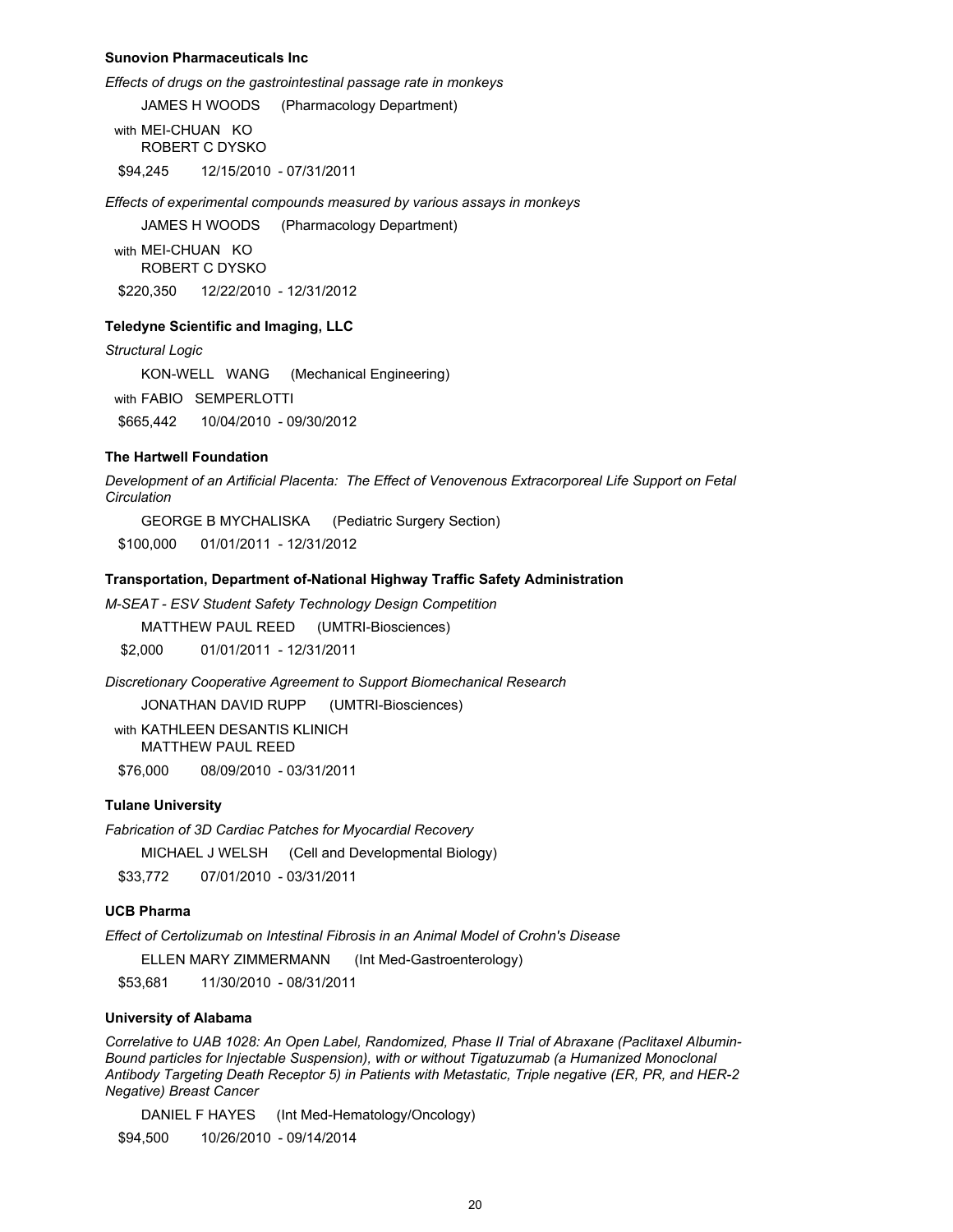**Sunovion Pharmaceuticals Inc**

*Effects of drugs on the gastrointestinal passage rate in monkeys*

JAMES H WOODS (Pharmacology Department)

with MEI-CHUAN KO
ROBERT C DYSKO

$94,245 12/15/2010 - 07/31/2011

*Effects of experimental compounds measured by various assays in monkeys*

JAMES H WOODS (Pharmacology Department)

with MEI-CHUAN KO
ROBERT C DYSKO

$220,350 12/22/2010 - 12/31/2012

**Teledyne Scientific and Imaging, LLC**

*Structural Logic*

KON-WELL WANG (Mechanical Engineering)

with FABIO SEMPERLOTTI

$665,442 10/04/2010 - 09/30/2012

**The Hartwell Foundation**

*Development of an Artificial Placenta: The Effect of Venovenous Extracorporeal Life Support on Fetal Circulation*

GEORGE B MYCHALISKA (Pediatric Surgery Section)

$100,000 01/01/2011 - 12/31/2012

**Transportation, Department of-National Highway Traffic Safety Administration**

*M-SEAT - ESV Student Safety Technology Design Competition*

MATTHEW PAUL REED (UMTRI-Biosciences)

$2,000 01/01/2011 - 12/31/2011

*Discretionary Cooperative Agreement to Support Biomechanical Research*

JONATHAN DAVID RUPP (UMTRI-Biosciences)

with KATHLEEN DESANTIS KLINICH
MATTHEW PAUL REED

$76,000 08/09/2010 - 03/31/2011

**Tulane University**

*Fabrication of 3D Cardiac Patches for Myocardial Recovery*

MICHAEL J WELSH (Cell and Developmental Biology)

$33,772 07/01/2010 - 03/31/2011

**UCB Pharma**

*Effect of Certolizumab on Intestinal Fibrosis in an Animal Model of Crohn's Disease*

ELLEN MARY ZIMMERMANN (Int Med-Gastroenterology)

$53,681 11/30/2010 - 08/31/2011

**University of Alabama**

*Correlative to UAB 1028: An Open Label, Randomized, Phase II Trial of Abraxane (Paclitaxel Albumin-Bound particles for Injectable Suspension), with or without Tigatuzumab (a Humanized Monoclonal Antibody Targeting Death Receptor 5) in Patients with Metastatic, Triple negative (ER, PR, and HER-2 Negative) Breast Cancer*

DANIEL F HAYES (Int Med-Hematology/Oncology)

$94,500 10/26/2010 - 09/14/2014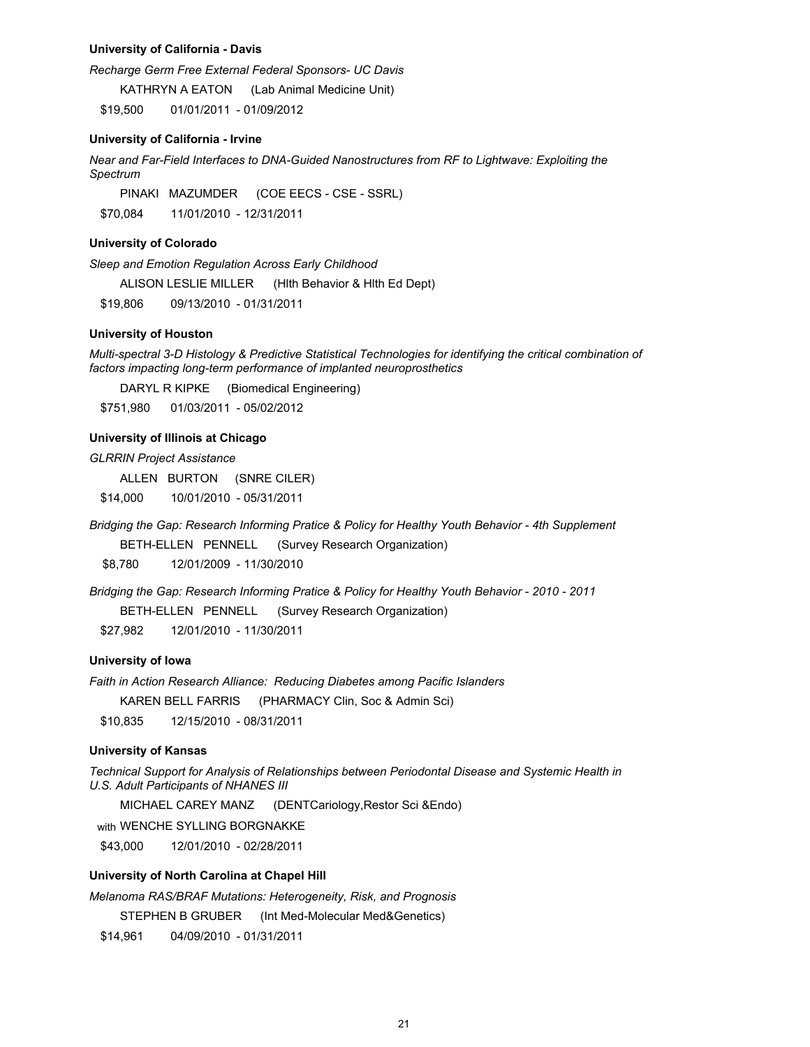**University of California - Davis**

*Recharge Germ Free External Federal Sponsors- UC Davis*

KATHRYN A EATON (Lab Animal Medicine Unit)

$19,500 01/01/2011 - 01/09/2012

**University of California - Irvine**

*Near and Far-Field Interfaces to DNA-Guided Nanostructures from RF to Lightwave: Exploiting the Spectrum*

PINAKI MAZUMDER (COE EECS - CSE - SSRL)

$70,084 11/01/2010 - 12/31/2011

**University of Colorado**

*Sleep and Emotion Regulation Across Early Childhood*

ALISON LESLIE MILLER (Hlth Behavior & Hlth Ed Dept)

$19,806 09/13/2010 - 01/31/2011

**University of Houston**

*Multi-spectral 3-D Histology & Predictive Statistical Technologies for identifying the critical combination of factors impacting long-term performance of implanted neuroprosthetics*

DARYL R KIPKE (Biomedical Engineering)

$751,980 01/03/2011 - 05/02/2012

**University of Illinois at Chicago**

*GLRRIN Project Assistance*

ALLEN BURTON (SNRE CILER)

$14,000 10/01/2010 - 05/31/2011

*Bridging the Gap: Research Informing Pratice & Policy for Healthy Youth Behavior - 4th Supplement*

BETH-ELLEN PENNELL (Survey Research Organization)

$8,780 12/01/2009 - 11/30/2010

*Bridging the Gap: Research Informing Pratice & Policy for Healthy Youth Behavior - 2010 - 2011*

BETH-ELLEN PENNELL (Survey Research Organization)

$27,982 12/01/2010 - 11/30/2011

**University of Iowa**

*Faith in Action Research Alliance: Reducing Diabetes among Pacific Islanders*

KAREN BELL FARRIS (PHARMACY Clin, Soc & Admin Sci)

$10,835 12/15/2010 - 08/31/2011

**University of Kansas**

*Technical Support for Analysis of Relationships between Periodontal Disease and Systemic Health in U.S. Adult Participants of NHANES III*

MICHAEL CAREY MANZ (DENTCariology,Restor Sci &Endo)

with WENCHE SYLLING BORGNAKKE

$43,000 12/01/2010 - 02/28/2011

**University of North Carolina at Chapel Hill**

*Melanoma RAS/BRAF Mutations: Heterogeneity, Risk, and Prognosis*

STEPHEN B GRUBER (Int Med-Molecular Med&Genetics)

$14,961 04/09/2010 - 01/31/2011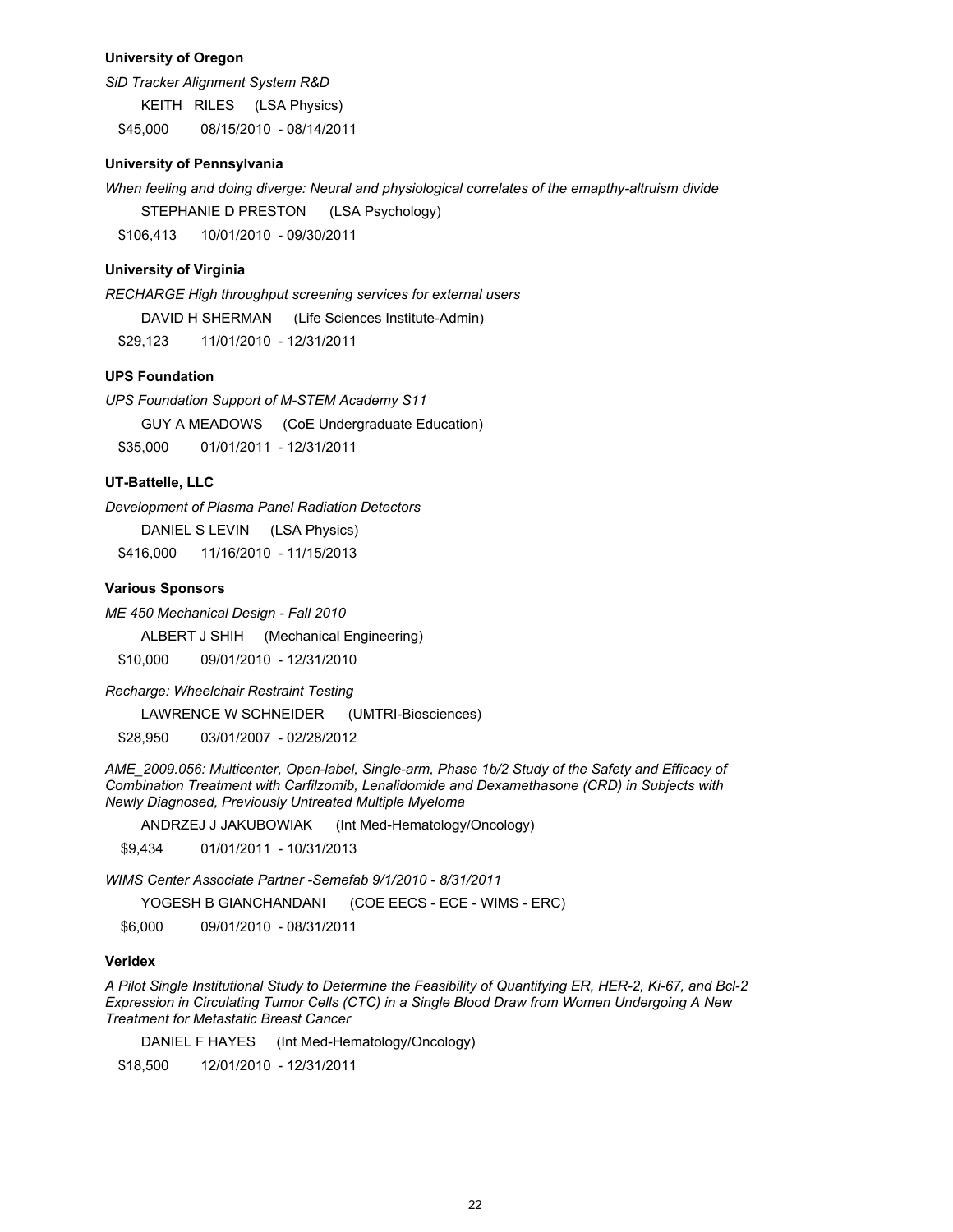**University of Oregon**

*SiD Tracker Alignment System R&D*

KEITH RILES (LSA Physics)

$45,000 08/15/2010 - 08/14/2011

**University of Pennsylvania**

*When feeling and doing diverge: Neural and physiological correlates of the emapthy-altruism divide*

STEPHANIE D PRESTON (LSA Psychology)

$106,413 10/01/2010 - 09/30/2011

**University of Virginia**

*RECHARGE High throughput screening services for external users*

DAVID H SHERMAN (Life Sciences Institute-Admin)

$29,123 11/01/2010 - 12/31/2011

**UPS Foundation**

*UPS Foundation Support of M-STEM Academy S11*

GUY A MEADOWS (CoE Undergraduate Education)

$35,000 01/01/2011 - 12/31/2011

**UT-Battelle, LLC**

*Development of Plasma Panel Radiation Detectors*

DANIEL S LEVIN (LSA Physics)

$416,000 11/16/2010 - 11/15/2013

**Various Sponsors**

*ME 450 Mechanical Design - Fall 2010*

ALBERT J SHIH (Mechanical Engineering)

$10,000 09/01/2010 - 12/31/2010

*Recharge: Wheelchair Restraint Testing*

LAWRENCE W SCHNEIDER (UMTRI-Biosciences)

$28,950 03/01/2007 - 02/28/2012

*AME_2009.056: Multicenter, Open-label, Single-arm, Phase 1b/2 Study of the Safety and Efficacy of Combination Treatment with Carfilzomib, Lenalidomide and Dexamethasone (CRD) in Subjects with Newly Diagnosed, Previously Untreated Multiple Myeloma*

ANDRZEJ J JAKUBOWIAK (Int Med-Hematology/Oncology)

$9,434 01/01/2011 - 10/31/2013

*WIMS Center Associate Partner -Semefab 9/1/2010 - 8/31/2011*

YOGESH B GIANCHANDANI (COE EECS - ECE - WIMS - ERC)

$6,000 09/01/2010 - 08/31/2011

**Veridex**

*A Pilot Single Institutional Study to Determine the Feasibility of Quantifying ER, HER-2, Ki-67, and Bcl-2 Expression in Circulating Tumor Cells (CTC) in a Single Blood Draw from Women Undergoing A New Treatment for Metastatic Breast Cancer*

DANIEL F HAYES (Int Med-Hematology/Oncology)

$18,500 12/01/2010 - 12/31/2011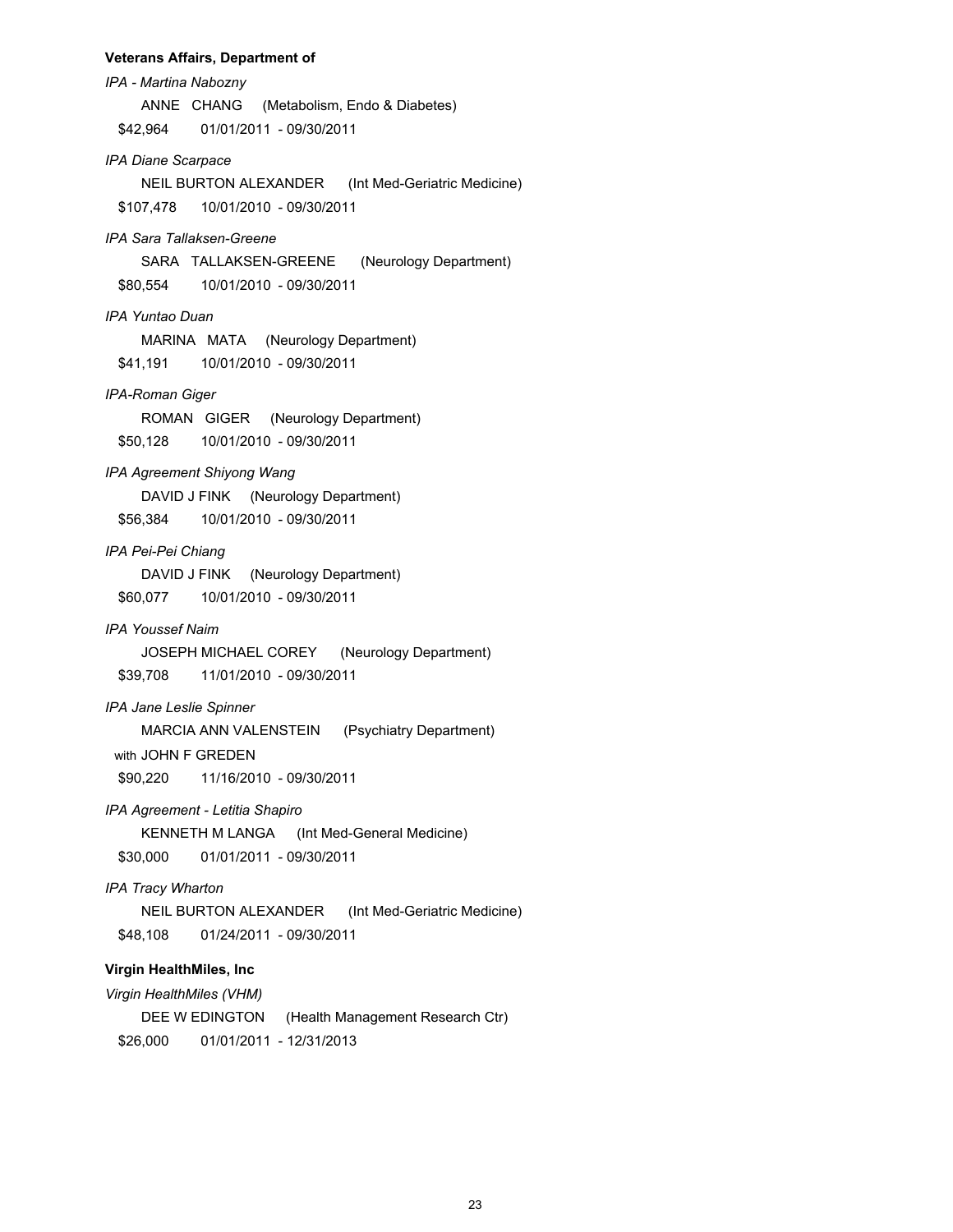**Veterans Affairs, Department of**

*IPA - Martina Nabozny*

ANNE CHANG (Metabolism, Endo & Diabetes)

$42,964 01/01/2011 - 09/30/2011

*IPA Diane Scarpace*

NEIL BURTON ALEXANDER (Int Med-Geriatric Medicine)

$107,478 10/01/2010 - 09/30/2011

*IPA Sara Tallaksen-Greene*

SARA TALLAKSEN-GREENE (Neurology Department)

$80,554 10/01/2010 - 09/30/2011

*IPA Yuntao Duan*

MARINA MATA (Neurology Department)

$41,191 10/01/2010 - 09/30/2011

*IPA-Roman Giger*

ROMAN GIGER (Neurology Department)

$50,128 10/01/2010 - 09/30/2011

*IPA Agreement Shiyong Wang*

DAVID J FINK (Neurology Department)

$56,384 10/01/2010 - 09/30/2011

*IPA Pei-Pei Chiang*

DAVID J FINK (Neurology Department)

$60,077 10/01/2010 - 09/30/2011

*IPA Youssef Naim*

JOSEPH MICHAEL COREY (Neurology Department)

$39,708 11/01/2010 - 09/30/2011

*IPA Jane Leslie Spinner*

MARCIA ANN VALENSTEIN (Psychiatry Department)

with JOHN F GREDEN

$90,220 11/16/2010 - 09/30/2011

*IPA Agreement - Letitia Shapiro*

KENNETH M LANGA (Int Med-General Medicine)

$30,000 01/01/2011 - 09/30/2011

*IPA Tracy Wharton*

NEIL BURTON ALEXANDER (Int Med-Geriatric Medicine)

$48,108 01/24/2011 - 09/30/2011

**Virgin HealthMiles, Inc**

*Virgin HealthMiles (VHM)*

DEE W EDINGTON (Health Management Research Ctr)

$26,000 01/01/2011 - 12/31/2013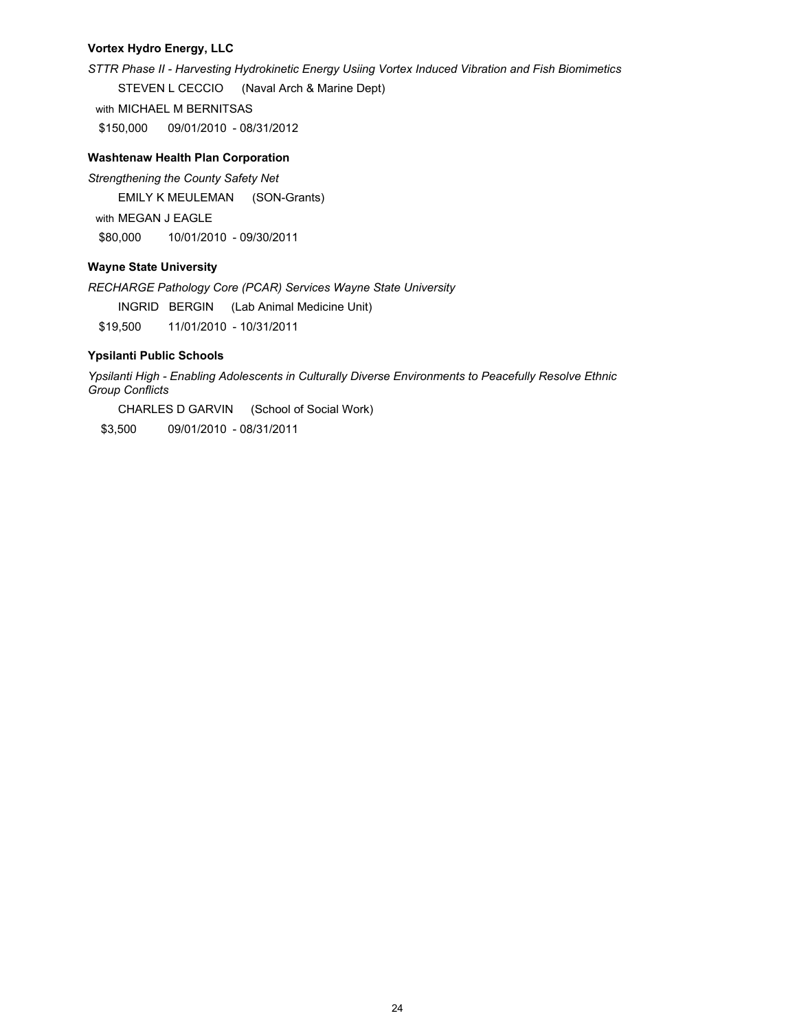**Vortex Hydro Energy, LLC**

*STTR Phase II - Harvesting Hydrokinetic Energy Usiing Vortex Induced Vibration and Fish Biomimetics*

STEVEN L CECCIO (Naval Arch & Marine Dept)

with MICHAEL M BERNITSAS

$150,000 09/01/2010 - 08/31/2012

**Washtenaw Health Plan Corporation**

*Strengthening the County Safety Net*

EMILY K MEULEMAN (SON-Grants)

with MEGAN J EAGLE

$80,000 10/01/2010 - 09/30/2011

**Wayne State University**

*RECHARGE Pathology Core (PCAR) Services Wayne State University*

INGRID BERGIN (Lab Animal Medicine Unit)

$19,500 11/01/2010 - 10/31/2011

**Ypsilanti Public Schools**

*Ypsilanti High - Enabling Adolescents in Culturally Diverse Environments to Peacefully Resolve Ethnic Group Conflicts*

CHARLES D GARVIN (School of Social Work)

$3,500 09/01/2010 - 08/31/2011